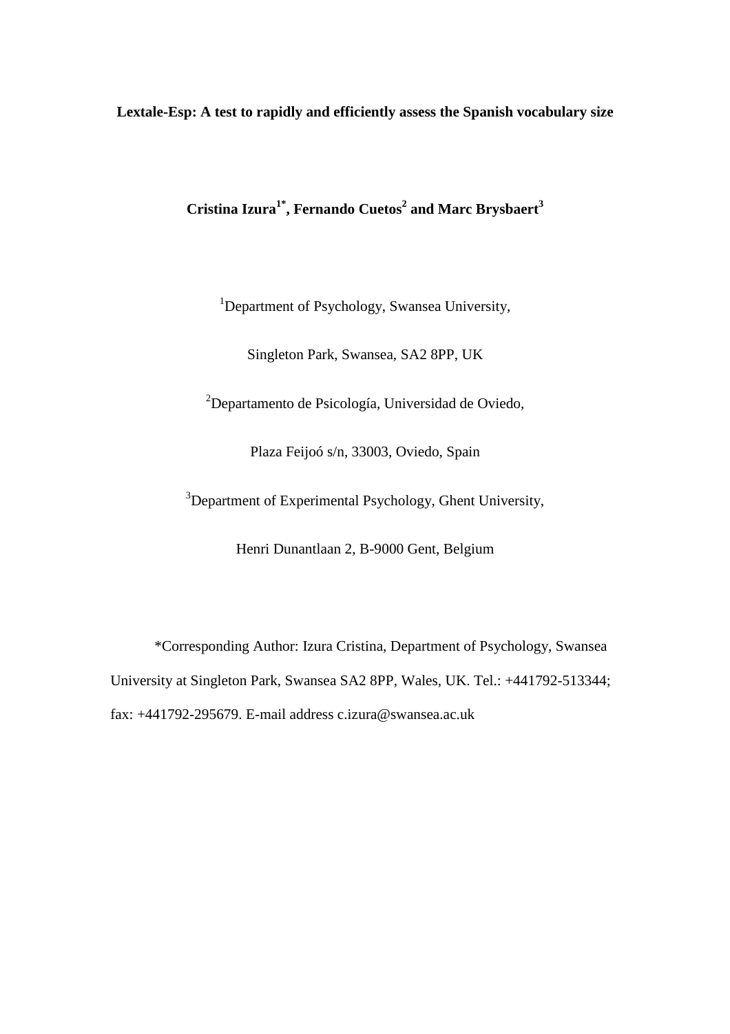# Lextale-Esp: A test to rapidly and efficiently assess the Spanish vocabulary size

**Cristina Izura[1*], Fernando Cuetos[2] and Marc Brysbaert[3]**

[1]Department of Psychology, Swansea University,

Singleton Park, Swansea, SA2 8PP, UK

[2]Departamento de Psicología, Universidad de Oviedo,

Plaza Feijoó s/n, 33003, Oviedo, Spain

[3]Department of Experimental Psychology, Ghent University,

Henri Dunantlaan 2, B-9000 Gent, Belgium

*Corresponding Author: Izura Cristina, Department of Psychology, Swansea University at Singleton Park, Swansea SA2 8PP, Wales, UK. Tel.: +441792-513344; fax: +441792-295679. E-mail address c.izura@swansea.ac.uk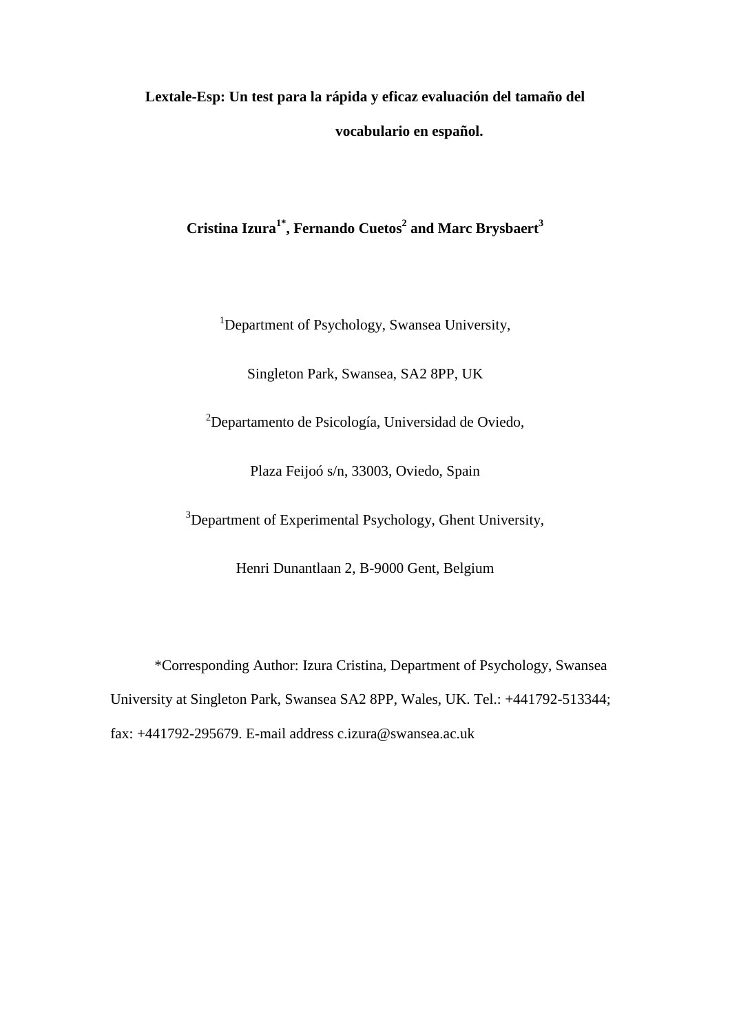# Lextale-Esp: Un test para la rápida y eficaz evaluación del tamaño del vocabulario en español.

**Cristina Izura[1*], Fernando Cuetos[2] and Marc Brysbaert[3]**

[1]Department of Psychology, Swansea University,

Singleton Park, Swansea, SA2 8PP, UK

[2]Departamento de Psicología, Universidad de Oviedo,

Plaza Feijoó s/n, 33003, Oviedo, Spain

[3]Department of Experimental Psychology, Ghent University,

Henri Dunantlaan 2, B-9000 Gent, Belgium

*Corresponding Author: Izura Cristina, Department of Psychology, Swansea University at Singleton Park, Swansea SA2 8PP, Wales, UK. Tel.: +441792-513344; fax: +441792-295679. E-mail address c.izura@swansea.ac.uk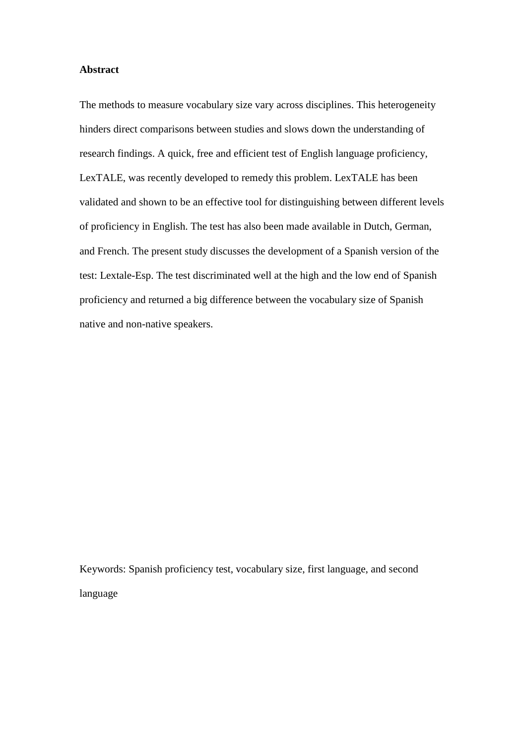**Abstract**

The methods to measure vocabulary size vary across disciplines. This heterogeneity hinders direct comparisons between studies and slows down the understanding of research findings. A quick, free and efficient test of English language proficiency, LexTALE, was recently developed to remedy this problem. LexTALE has been validated and shown to be an effective tool for distinguishing between different levels of proficiency in English. The test has also been made available in Dutch, German, and French. The present study discusses the development of a Spanish version of the test: Lextale-Esp. The test discriminated well at the high and the low end of Spanish proficiency and returned a big difference between the vocabulary size of Spanish native and non-native speakers.

Keywords: Spanish proficiency test, vocabulary size, first language, and second language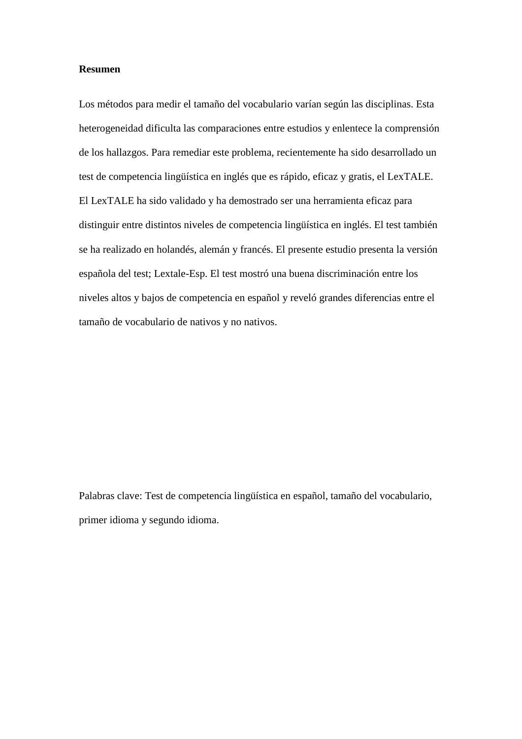**Resumen**

Los métodos para medir el tamaño del vocabulario varían según las disciplinas. Esta heterogeneidad dificulta las comparaciones entre estudios y enlentece la comprensión de los hallazgos. Para remediar este problema, recientemente ha sido desarrollado un test de competencia lingüística en inglés que es rápido, eficaz y gratis, el LexTALE. El LexTALE ha sido validado y ha demostrado ser una herramienta eficaz para distinguir entre distintos niveles de competencia lingüística en inglés. El test también se ha realizado en holandés, alemán y francés. El presente estudio presenta la versión española del test; Lextale-Esp. El test mostró una buena discriminación entre los niveles altos y bajos de competencia en español y reveló grandes diferencias entre el tamaño de vocabulario de nativos y no nativos.

Palabras clave: Test de competencia lingüística en español, tamaño del vocabulario, primer idioma y segundo idioma.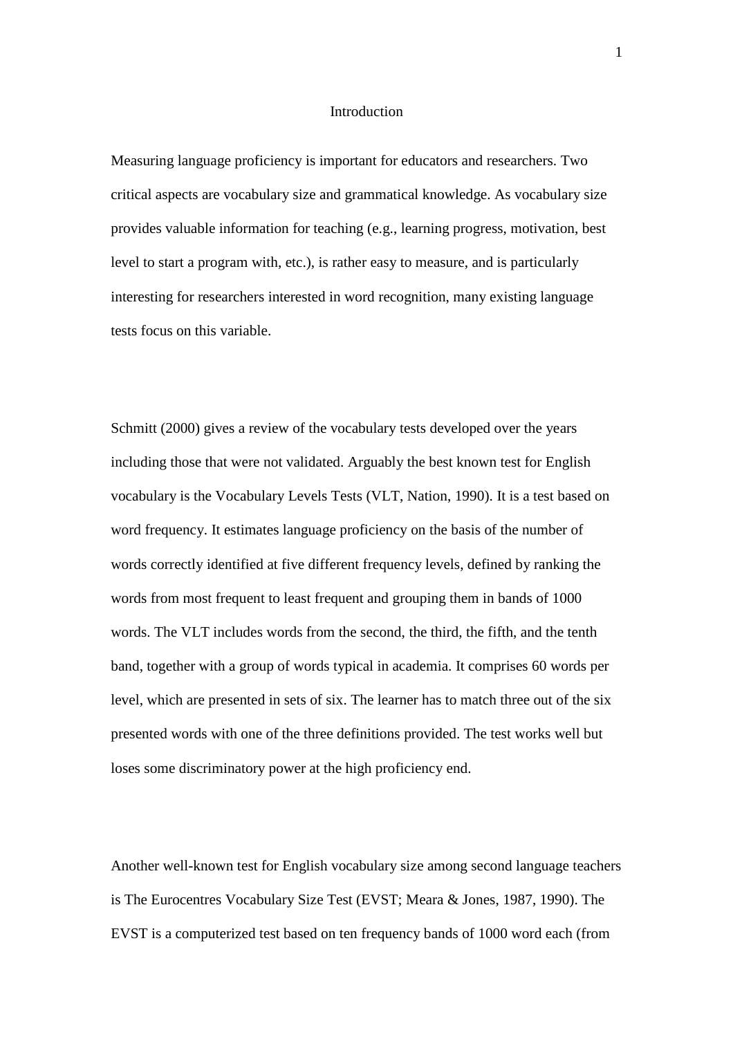# Introduction

Measuring language proficiency is important for educators and researchers. Two critical aspects are vocabulary size and grammatical knowledge. As vocabulary size provides valuable information for teaching (e.g., learning progress, motivation, best level to start a program with, etc.), is rather easy to measure, and is particularly interesting for researchers interested in word recognition, many existing language tests focus on this variable.

Schmitt (2000) gives a review of the vocabulary tests developed over the years including those that were not validated. Arguably the best known test for English vocabulary is the Vocabulary Levels Tests (VLT, Nation, 1990). It is a test based on word frequency. It estimates language proficiency on the basis of the number of words correctly identified at five different frequency levels, defined by ranking the words from most frequent to least frequent and grouping them in bands of 1000 words. The VLT includes words from the second, the third, the fifth, and the tenth band, together with a group of words typical in academia. It comprises 60 words per level, which are presented in sets of six. The learner has to match three out of the six presented words with one of the three definitions provided. The test works well but loses some discriminatory power at the high proficiency end.

Another well-known test for English vocabulary size among second language teachers is The Eurocentres Vocabulary Size Test (EVST; Meara & Jones, 1987, 1990). The EVST is a computerized test based on ten frequency bands of 1000 word each (from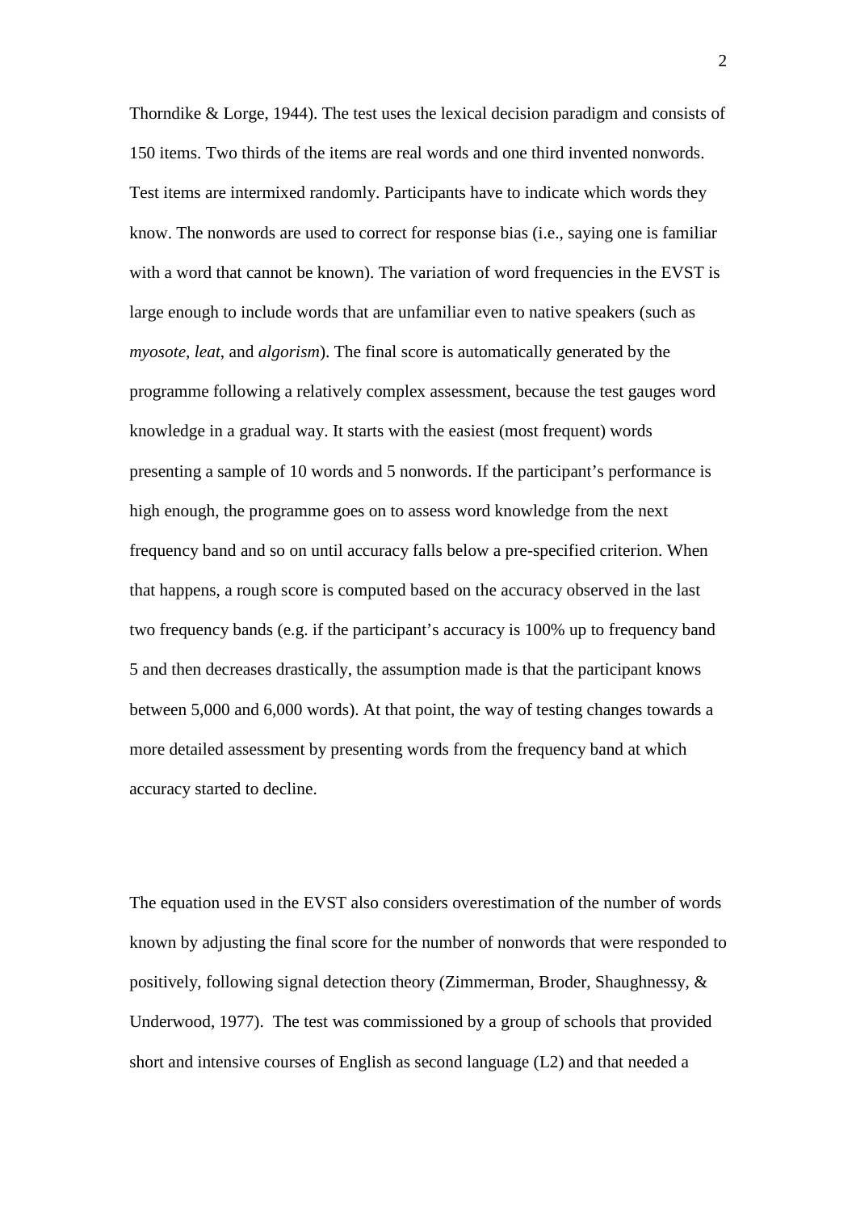Thorndike & Lorge, 1944). The test uses the lexical decision paradigm and consists of 150 items. Two thirds of the items are real words and one third invented nonwords. Test items are intermixed randomly. Participants have to indicate which words they know. The nonwords are used to correct for response bias (i.e., saying one is familiar with a word that cannot be known). The variation of word frequencies in the EVST is large enough to include words that are unfamiliar even to native speakers (such as *myosote*, *leat*, and *algorism*). The final score is automatically generated by the programme following a relatively complex assessment, because the test gauges word knowledge in a gradual way. It starts with the easiest (most frequent) words presenting a sample of 10 words and 5 nonwords. If the participant's performance is high enough, the programme goes on to assess word knowledge from the next frequency band and so on until accuracy falls below a pre-specified criterion. When that happens, a rough score is computed based on the accuracy observed in the last two frequency bands (e.g. if the participant's accuracy is 100% up to frequency band 5 and then decreases drastically, the assumption made is that the participant knows between 5,000 and 6,000 words). At that point, the way of testing changes towards a more detailed assessment by presenting words from the frequency band at which accuracy started to decline.

The equation used in the EVST also considers overestimation of the number of words known by adjusting the final score for the number of nonwords that were responded to positively, following signal detection theory (Zimmerman, Broder, Shaughnessy, & Underwood, 1977). The test was commissioned by a group of schools that provided short and intensive courses of English as second language (L2) and that needed a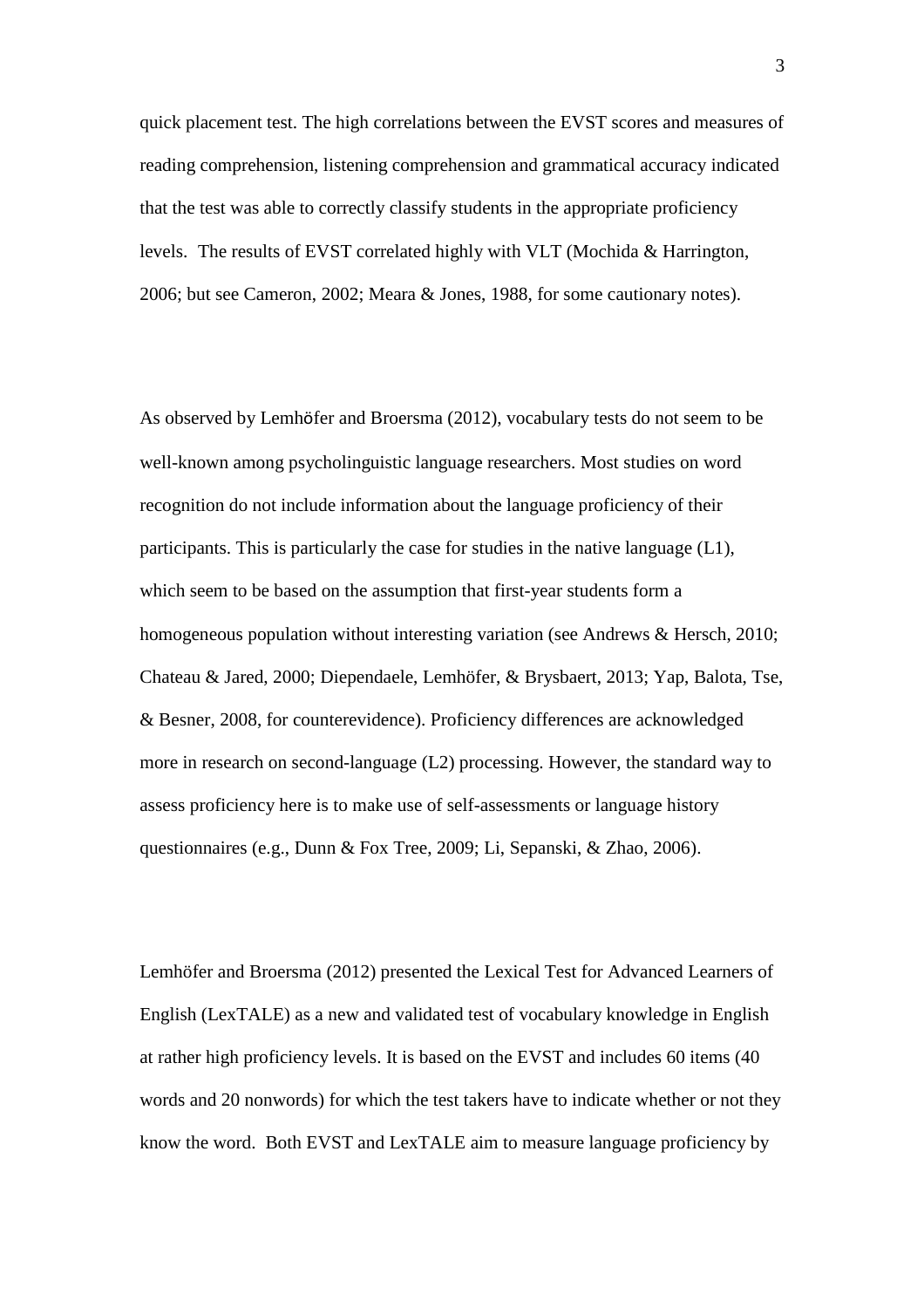quick placement test. The high correlations between the EVST scores and measures of reading comprehension, listening comprehension and grammatical accuracy indicated that the test was able to correctly classify students in the appropriate proficiency levels. The results of EVST correlated highly with VLT (Mochida & Harrington, 2006; but see Cameron, 2002; Meara & Jones, 1988, for some cautionary notes).

As observed by Lemhöfer and Broersma (2012), vocabulary tests do not seem to be well-known among psycholinguistic language researchers. Most studies on word recognition do not include information about the language proficiency of their participants. This is particularly the case for studies in the native language (L1), which seem to be based on the assumption that first-year students form a homogeneous population without interesting variation (see Andrews & Hersch, 2010; Chateau & Jared, 2000; Diependaele, Lemhöfer, & Brysbaert, 2013; Yap, Balota, Tse, & Besner, 2008, for counterevidence). Proficiency differences are acknowledged more in research on second-language (L2) processing. However, the standard way to assess proficiency here is to make use of self-assessments or language history questionnaires (e.g., Dunn & Fox Tree, 2009; Li, Sepanski, & Zhao, 2006).

Lemhöfer and Broersma (2012) presented the Lexical Test for Advanced Learners of English (LexTALE) as a new and validated test of vocabulary knowledge in English at rather high proficiency levels. It is based on the EVST and includes 60 items (40 words and 20 nonwords) for which the test takers have to indicate whether or not they know the word. Both EVST and LexTALE aim to measure language proficiency by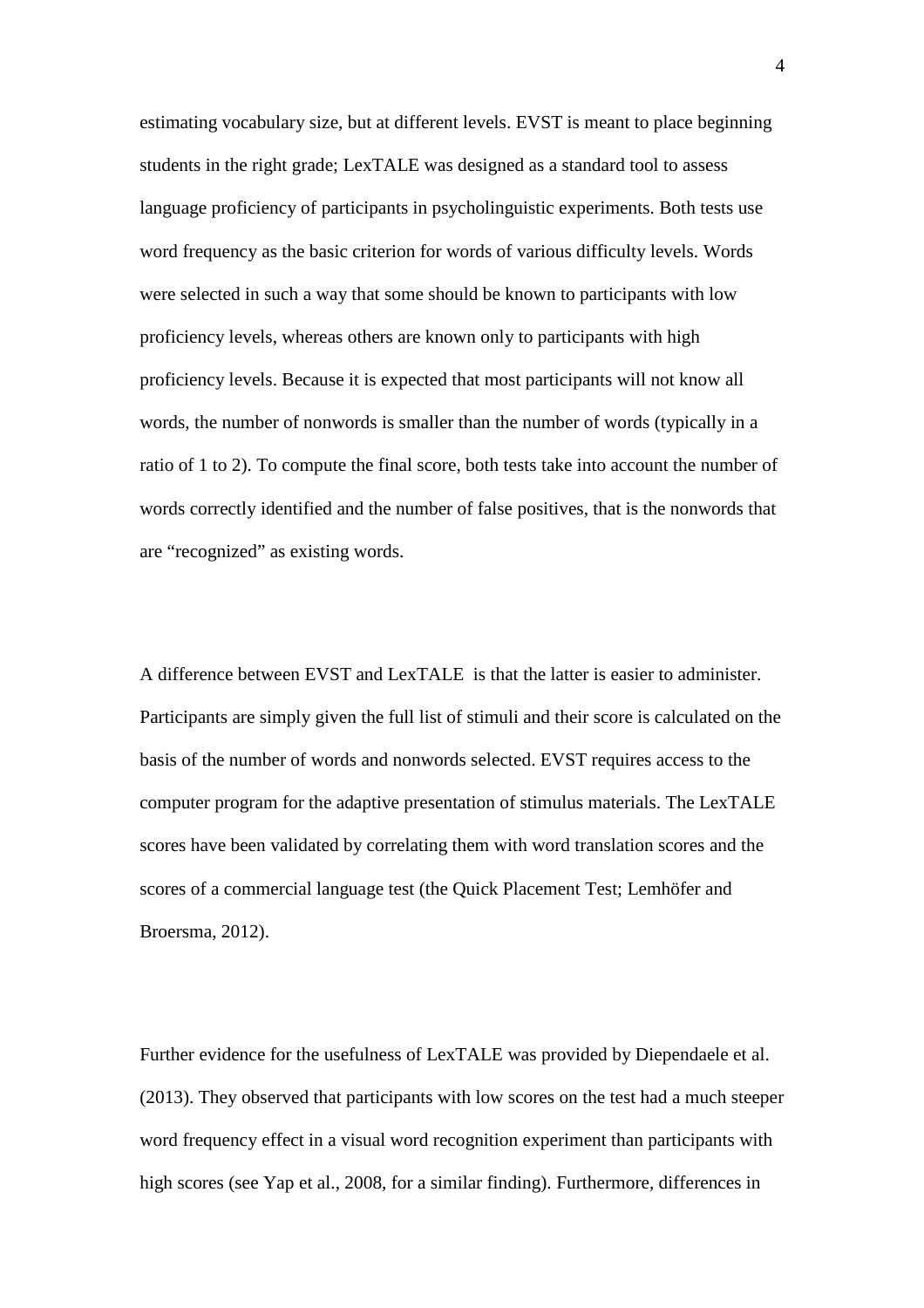estimating vocabulary size, but at different levels. EVST is meant to place beginning students in the right grade; LexTALE was designed as a standard tool to assess language proficiency of participants in psycholinguistic experiments. Both tests use word frequency as the basic criterion for words of various difficulty levels. Words were selected in such a way that some should be known to participants with low proficiency levels, whereas others are known only to participants with high proficiency levels. Because it is expected that most participants will not know all words, the number of nonwords is smaller than the number of words (typically in a ratio of 1 to 2). To compute the final score, both tests take into account the number of words correctly identified and the number of false positives, that is the nonwords that are "recognized" as existing words.

A difference between EVST and LexTALE is that the latter is easier to administer. Participants are simply given the full list of stimuli and their score is calculated on the basis of the number of words and nonwords selected. EVST requires access to the computer program for the adaptive presentation of stimulus materials. The LexTALE scores have been validated by correlating them with word translation scores and the scores of a commercial language test (the Quick Placement Test; Lemhöfer and Broersma, 2012).

Further evidence for the usefulness of LexTALE was provided by Diependaele et al. (2013). They observed that participants with low scores on the test had a much steeper word frequency effect in a visual word recognition experiment than participants with high scores (see Yap et al., 2008, for a similar finding). Furthermore, differences in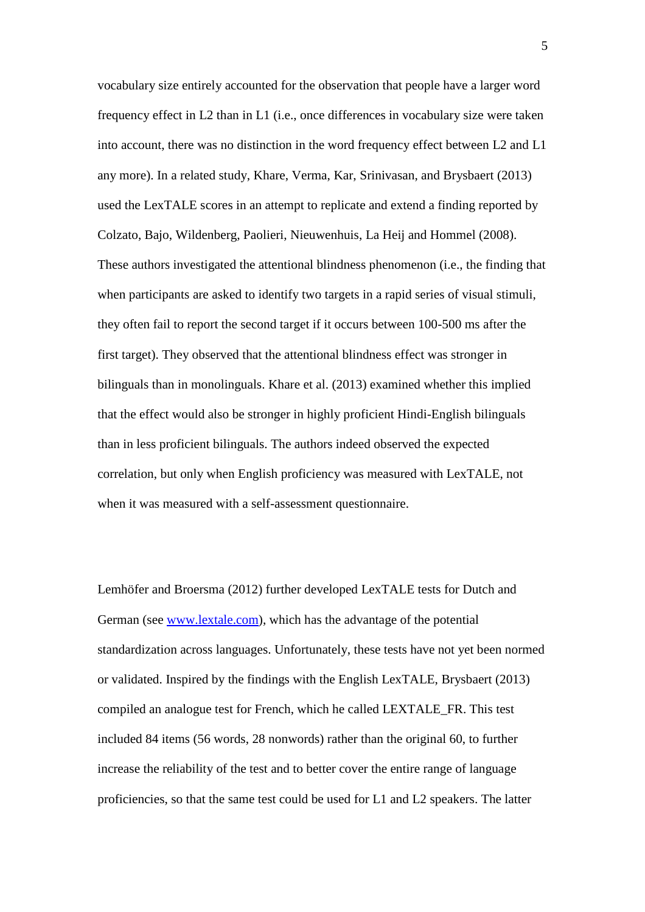vocabulary size entirely accounted for the observation that people have a larger word frequency effect in L2 than in L1 (i.e., once differences in vocabulary size were taken into account, there was no distinction in the word frequency effect between L2 and L1 any more). In a related study, Khare, Verma, Kar, Srinivasan, and Brysbaert (2013) used the LexTALE scores in an attempt to replicate and extend a finding reported by Colzato, Bajo, Wildenberg, Paolieri, Nieuwenhuis, La Heij and Hommel (2008). These authors investigated the attentional blindness phenomenon (i.e., the finding that when participants are asked to identify two targets in a rapid series of visual stimuli, they often fail to report the second target if it occurs between 100-500 ms after the first target). They observed that the attentional blindness effect was stronger in bilinguals than in monolinguals. Khare et al. (2013) examined whether this implied that the effect would also be stronger in highly proficient Hindi-English bilinguals than in less proficient bilinguals. The authors indeed observed the expected correlation, but only when English proficiency was measured with LexTALE, not when it was measured with a self-assessment questionnaire.

Lemhöfer and Broersma (2012) further developed LexTALE tests for Dutch and German (see [www.lextale.com](http://www.lextale.com)), which has the advantage of the potential standardization across languages. Unfortunately, these tests have not yet been normed or validated. Inspired by the findings with the English LexTALE, Brysbaert (2013) compiled an analogue test for French, which he called LEXTALE_FR. This test included 84 items (56 words, 28 nonwords) rather than the original 60, to further increase the reliability of the test and to better cover the entire range of language proficiencies, so that the same test could be used for L1 and L2 speakers. The latter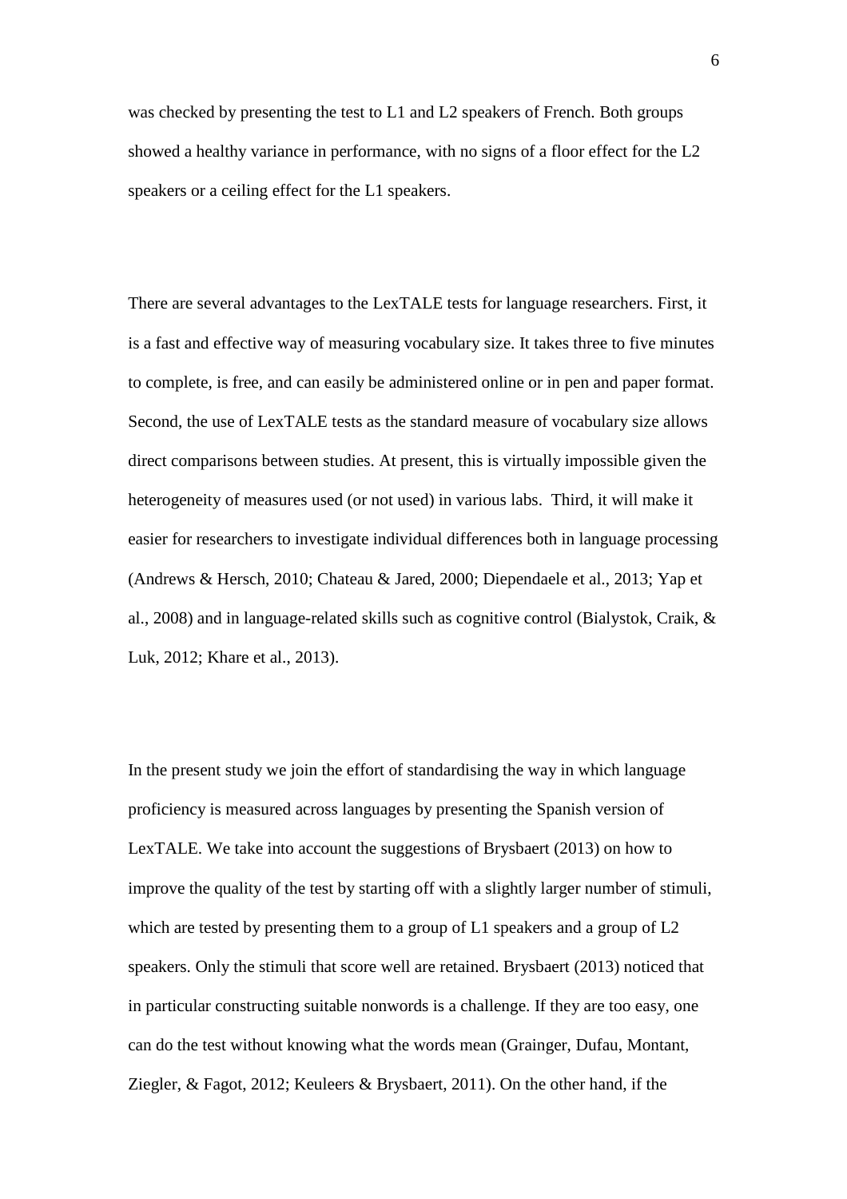was checked by presenting the test to L1 and L2 speakers of French. Both groups showed a healthy variance in performance, with no signs of a floor effect for the L2 speakers or a ceiling effect for the L1 speakers.

There are several advantages to the LexTALE tests for language researchers. First, it is a fast and effective way of measuring vocabulary size. It takes three to five minutes to complete, is free, and can easily be administered online or in pen and paper format. Second, the use of LexTALE tests as the standard measure of vocabulary size allows direct comparisons between studies. At present, this is virtually impossible given the heterogeneity of measures used (or not used) in various labs. Third, it will make it easier for researchers to investigate individual differences both in language processing (Andrews & Hersch, 2010; Chateau & Jared, 2000; Diependaele et al., 2013; Yap et al., 2008) and in language-related skills such as cognitive control (Bialystok, Craik, & Luk, 2012; Khare et al., 2013).

In the present study we join the effort of standardising the way in which language proficiency is measured across languages by presenting the Spanish version of LexTALE. We take into account the suggestions of Brysbaert (2013) on how to improve the quality of the test by starting off with a slightly larger number of stimuli, which are tested by presenting them to a group of L1 speakers and a group of L2 speakers. Only the stimuli that score well are retained. Brysbaert (2013) noticed that in particular constructing suitable nonwords is a challenge. If they are too easy, one can do the test without knowing what the words mean (Grainger, Dufau, Montant, Ziegler, & Fagot, 2012; Keuleers & Brysbaert, 2011). On the other hand, if the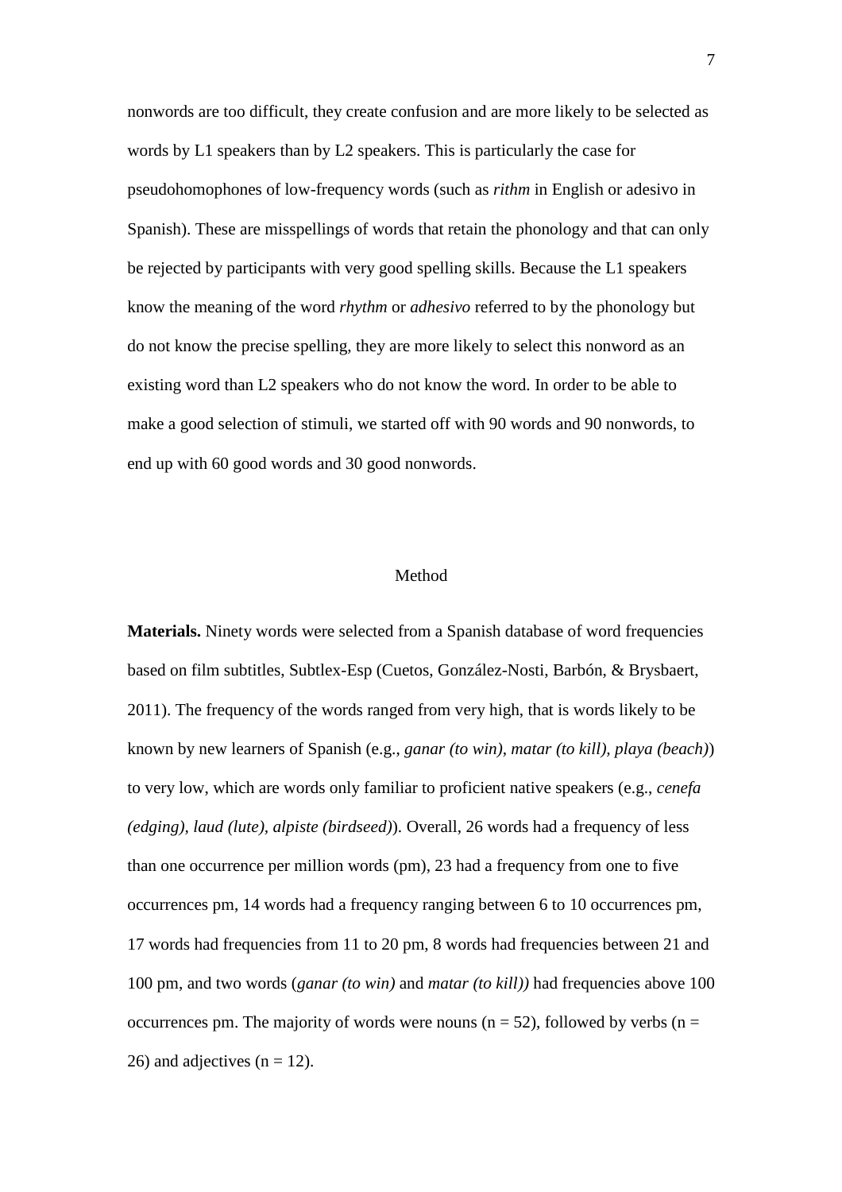nonwords are too difficult, they create confusion and are more likely to be selected as words by L1 speakers than by L2 speakers. This is particularly the case for pseudohomophones of low-frequency words (such as *rithm* in English or adesivo in Spanish). These are misspellings of words that retain the phonology and that can only be rejected by participants with very good spelling skills. Because the L1 speakers know the meaning of the word *rhythm* or *adhesivo* referred to by the phonology but do not know the precise spelling, they are more likely to select this nonword as an existing word than L2 speakers who do not know the word. In order to be able to make a good selection of stimuli, we started off with 90 words and 90 nonwords, to end up with 60 good words and 30 good nonwords.

## Method

**Materials.** Ninety words were selected from a Spanish database of word frequencies based on film subtitles, Subtlex-Esp (Cuetos, González-Nosti, Barbón, & Brysbaert, 2011). The frequency of the words ranged from very high, that is words likely to be known by new learners of Spanish (e.g., *ganar (to win), matar (to kill), playa (beach)*) to very low, which are words only familiar to proficient native speakers (e.g., *cenefa (edging), laud (lute), alpiste (birdseed)*). Overall, 26 words had a frequency of less than one occurrence per million words (pm), 23 had a frequency from one to five occurrences pm, 14 words had a frequency ranging between 6 to 10 occurrences pm, 17 words had frequencies from 11 to 20 pm, 8 words had frequencies between 21 and 100 pm, and two words (*ganar (to win)* and *matar (to kill))* had frequencies above 100 occurrences pm. The majority of words were nouns (n = 52), followed by verbs (n = 26) and adjectives (n = 12).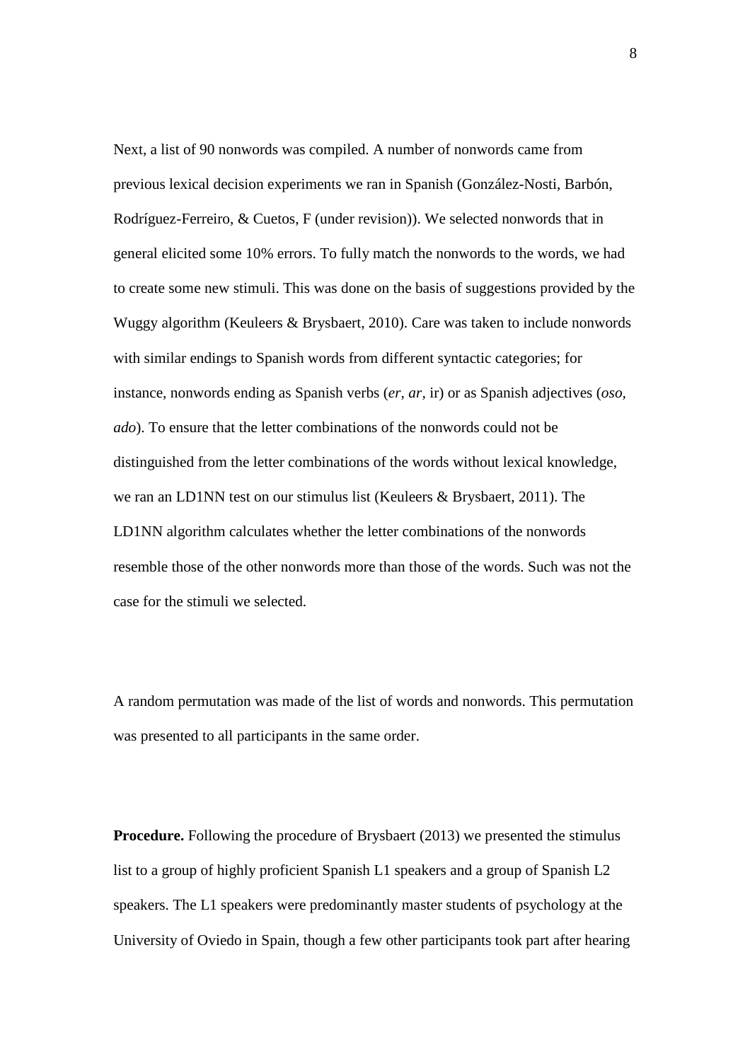Next, a list of 90 nonwords was compiled. A number of nonwords came from previous lexical decision experiments we ran in Spanish (González-Nosti, Barbón, Rodríguez-Ferreiro, & Cuetos, F (under revision)). We selected nonwords that in general elicited some 10% errors. To fully match the nonwords to the words, we had to create some new stimuli. This was done on the basis of suggestions provided by the Wuggy algorithm (Keuleers & Brysbaert, 2010). Care was taken to include nonwords with similar endings to Spanish words from different syntactic categories; for instance, nonwords ending as Spanish verbs (*er, ar*, ir) or as Spanish adjectives (*oso*, *ado*). To ensure that the letter combinations of the nonwords could not be distinguished from the letter combinations of the words without lexical knowledge, we ran an LD1NN test on our stimulus list (Keuleers & Brysbaert, 2011). The LD1NN algorithm calculates whether the letter combinations of the nonwords resemble those of the other nonwords more than those of the words. Such was not the case for the stimuli we selected.

A random permutation was made of the list of words and nonwords. This permutation was presented to all participants in the same order.

**Procedure.** Following the procedure of Brysbaert (2013) we presented the stimulus list to a group of highly proficient Spanish L1 speakers and a group of Spanish L2 speakers. The L1 speakers were predominantly master students of psychology at the University of Oviedo in Spain, though a few other participants took part after hearing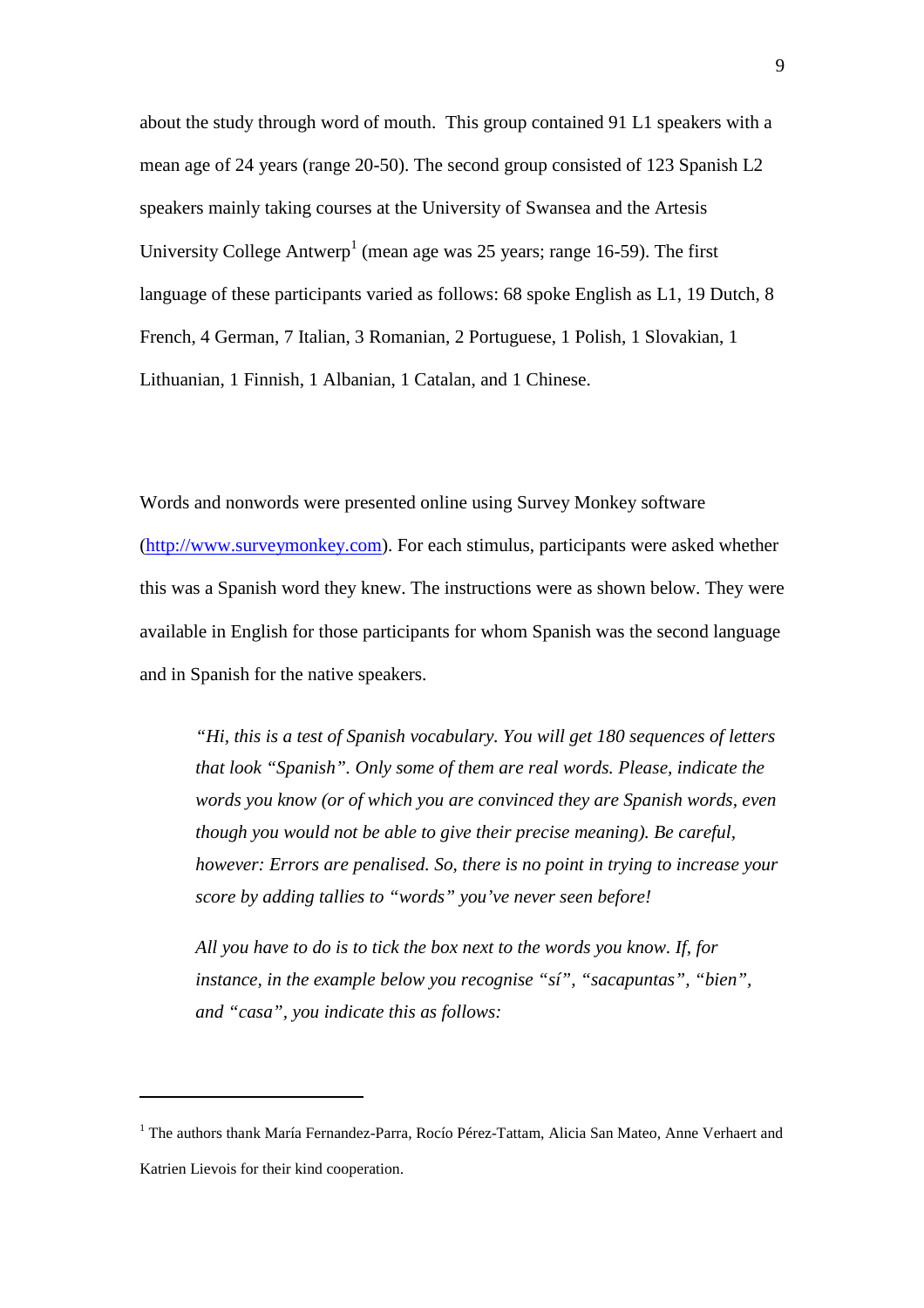about the study through word of mouth. This group contained 91 L1 speakers with a mean age of 24 years (range 20-50). The second group consisted of 123 Spanish L2 speakers mainly taking courses at the University of Swansea and the Artesis University College Antwerp[1] (mean age was 25 years; range 16-59). The first language of these participants varied as follows: 68 spoke English as L1, 19 Dutch, 8 French, 4 German, 7 Italian, 3 Romanian, 2 Portuguese, 1 Polish, 1 Slovakian, 1 Lithuanian, 1 Finnish, 1 Albanian, 1 Catalan, and 1 Chinese.

Words and nonwords were presented online using Survey Monkey software (http://www.surveymonkey.com). For each stimulus, participants were asked whether this was a Spanish word they knew. The instructions were as shown below. They were available in English for those participants for whom Spanish was the second language and in Spanish for the native speakers.

> *"Hi, this is a test of Spanish vocabulary. You will get 180 sequences of letters that look "Spanish". Only some of them are real words. Please, indicate the words you know (or of which you are convinced they are Spanish words, even though you would not be able to give their precise meaning). Be careful, however: Errors are penalised. So, there is no point in trying to increase your score by adding tallies to "words" you've never seen before!*
>
> *All you have to do is to tick the box next to the words you know. If, for instance, in the example below you recognise "sí", "sacapuntas", "bien", and "casa", you indicate this as follows:*

---

[1] The authors thank María Fernandez-Parra, Rocío Pérez-Tattam, Alicia San Mateo, Anne Verhaert and Katrien Lievois for their kind cooperation.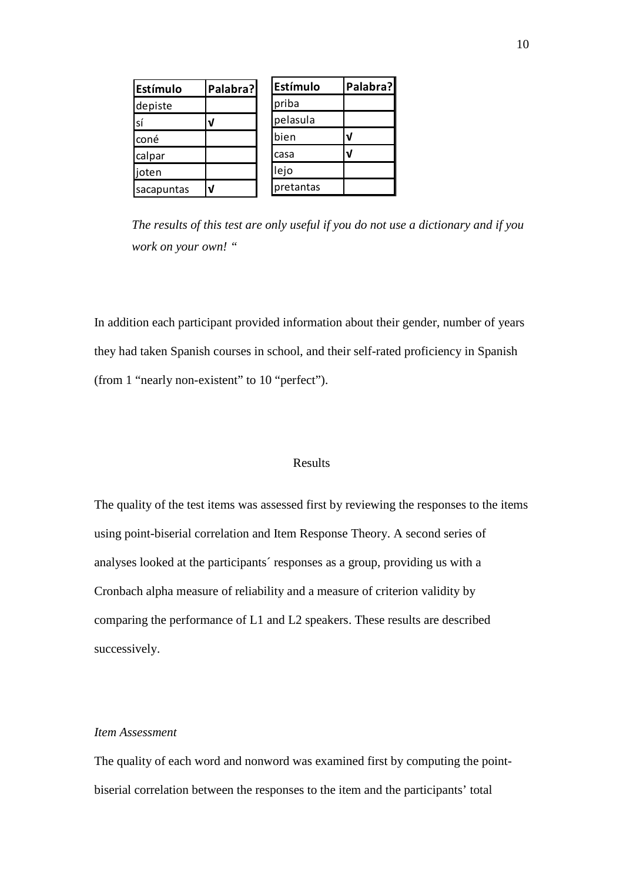| Estímulo | Palabra? |
| --- | --- |
| depiste | |
| sí | √ |
| coné | |
| calpar | |
| joten | |
| sacapuntas | √ |

| Estímulo | Palabra? |
| --- | --- |
| priba | |
| pelasula | |
| bien | √ |
| casa | √ |
| lejo | |
| pretantas | |

*The results of this test are only useful if you do not use a dictionary and if you work on your own! "*

In addition each participant provided information about their gender, number of years they had taken Spanish courses in school, and their self-rated proficiency in Spanish (from 1 "nearly non-existent" to 10 "perfect").

## Results

The quality of the test items was assessed first by reviewing the responses to the items using point-biserial correlation and Item Response Theory. A second series of analyses looked at the participants´ responses as a group, providing us with a Cronbach alpha measure of reliability and a measure of criterion validity by comparing the performance of L1 and L2 speakers. These results are described successively.

### *Item Assessment*

The quality of each word and nonword was examined first by computing the point-biserial correlation between the responses to the item and the participants' total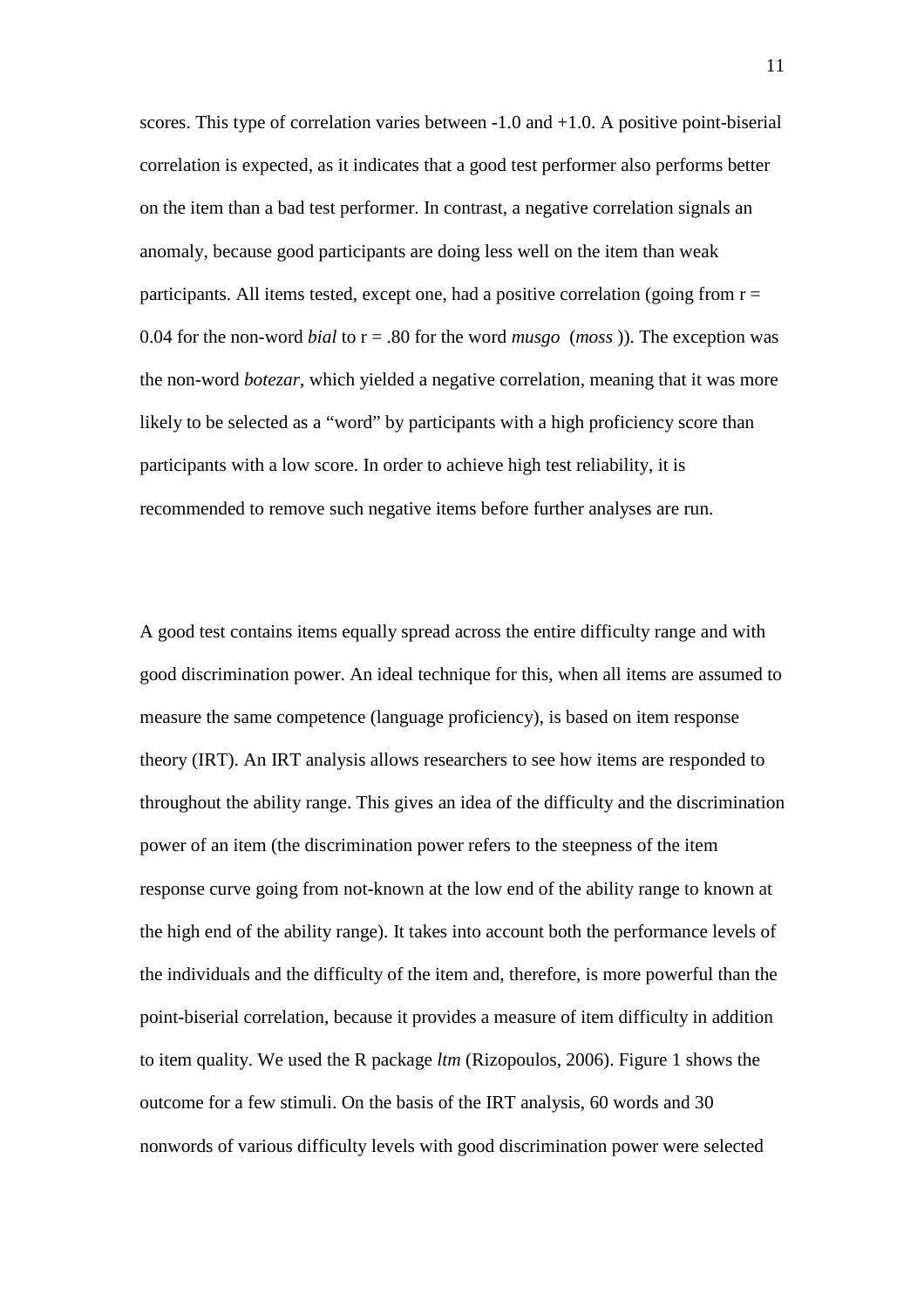scores. This type of correlation varies between -1.0 and +1.0. A positive point-biserial correlation is expected, as it indicates that a good test performer also performs better on the item than a bad test performer. In contrast, a negative correlation signals an anomaly, because good participants are doing less well on the item than weak participants. All items tested, except one, had a positive correlation (going from r = 0.04 for the non-word *bial* to r = .80 for the word *musgo* (*moss* )). The exception was the non-word *botezar*, which yielded a negative correlation, meaning that it was more likely to be selected as a "word" by participants with a high proficiency score than participants with a low score. In order to achieve high test reliability, it is recommended to remove such negative items before further analyses are run.

A good test contains items equally spread across the entire difficulty range and with good discrimination power. An ideal technique for this, when all items are assumed to measure the same competence (language proficiency), is based on item response theory (IRT). An IRT analysis allows researchers to see how items are responded to throughout the ability range. This gives an idea of the difficulty and the discrimination power of an item (the discrimination power refers to the steepness of the item response curve going from not-known at the low end of the ability range to known at the high end of the ability range). It takes into account both the performance levels of the individuals and the difficulty of the item and, therefore, is more powerful than the point-biserial correlation, because it provides a measure of item difficulty in addition to item quality. We used the R package *ltm* (Rizopoulos, 2006). Figure 1 shows the outcome for a few stimuli. On the basis of the IRT analysis, 60 words and 30 nonwords of various difficulty levels with good discrimination power were selected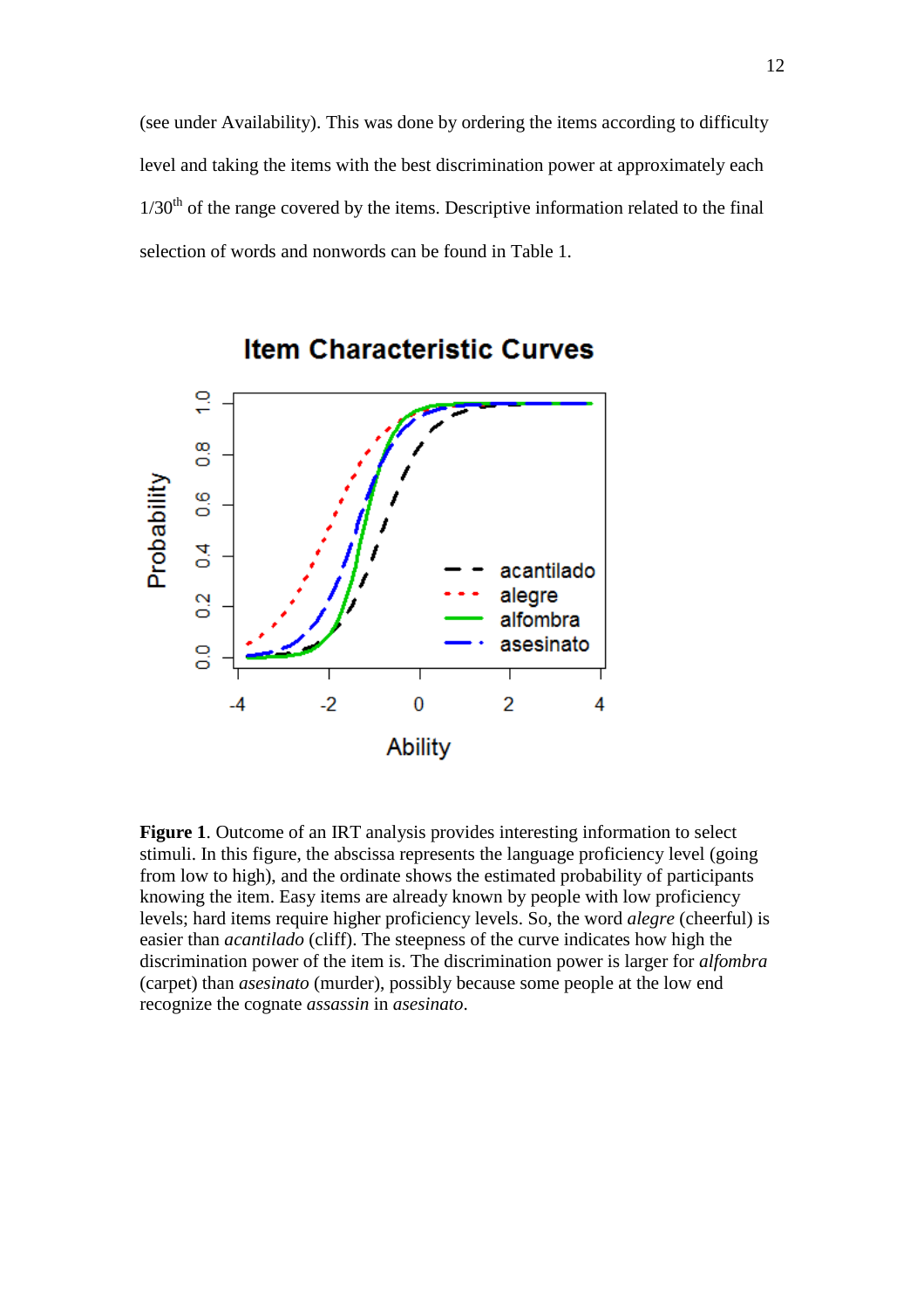(see under Availability). This was done by ordering the items according to difficulty level and taking the items with the best discrimination power at approximately each 1/30th of the range covered by the items. Descriptive information related to the final selection of words and nonwords can be found in Table 1.

**Figure 1**. Outcome of an IRT analysis provides interesting information to select stimuli. In this figure, the abscissa represents the language proficiency level (going from low to high), and the ordinate shows the estimated probability of participants knowing the item. Easy items are already known by people with low proficiency levels; hard items require higher proficiency levels. So, the word *alegre* (cheerful) is easier than *acantilado* (cliff). The steepness of the curve indicates how high the discrimination power of the item is. The discrimination power is larger for *alfombra* (carpet) than *asesinato* (murder), possibly because some people at the low end recognize the cognate *assassin* in *asesinato*.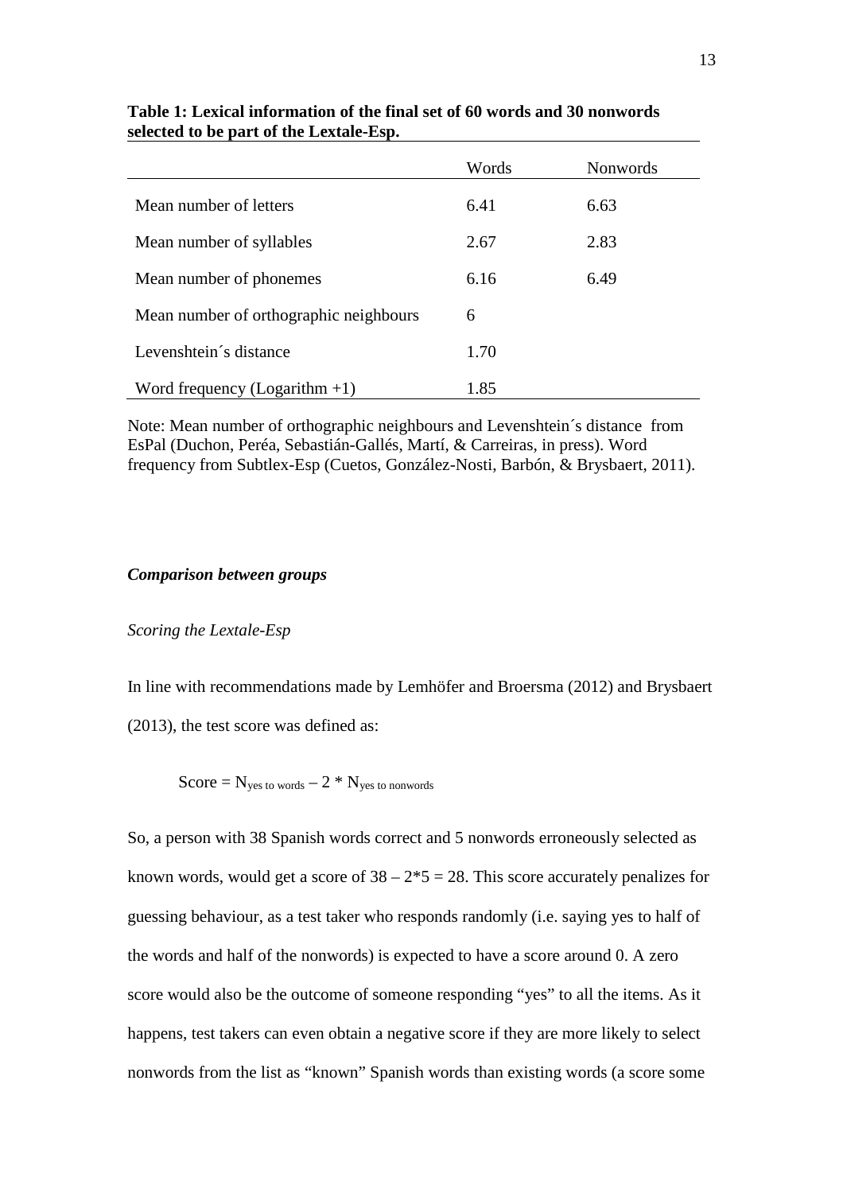**Table 1: Lexical information of the final set of 60 words and 30 nonwords selected to be part of the Lextale-Esp.**

| | Words | Nonwords |
|---|---|---|
| Mean number of letters | 6.41 | 6.63 |
| Mean number of syllables | 2.67 | 2.83 |
| Mean number of phonemes | 6.16 | 6.49 |
| Mean number of orthographic neighbours | 6 | |
| Levenshtein´s distance | 1.70 | |
| Word frequency (Logarithm +1) | 1.85 | |

Note: Mean number of orthographic neighbours and Levenshtein´s distance from EsPal (Duchon, Peréa, Sebastián-Gallés, Martí, & Carreiras, in press). Word frequency from Subtlex-Esp (Cuetos, González-Nosti, Barbón, & Brysbaert, 2011).

### *Comparison between groups*

#### *Scoring the Lextale-Esp*

In line with recommendations made by Lemhöfer and Broersma (2012) and Brysbaert (2013), the test score was defined as:

$$\text{Score} = N_{\text{yes to words}} - 2 * N_{\text{yes to nonwords}}$$

So, a person with 38 Spanish words correct and 5 nonwords erroneously selected as known words, would get a score of $38 - 2*5 = 28$. This score accurately penalizes for guessing behaviour, as a test taker who responds randomly (i.e. saying yes to half of the words and half of the nonwords) is expected to have a score around 0. A zero score would also be the outcome of someone responding "yes" to all the items. As it happens, test takers can even obtain a negative score if they are more likely to select nonwords from the list as "known" Spanish words than existing words (a score some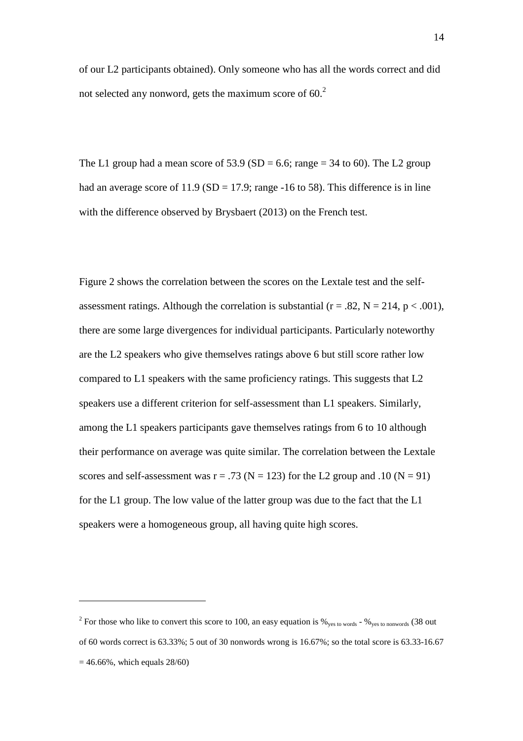of our L2 participants obtained). Only someone who has all the words correct and did not selected any nonword, gets the maximum score of 60.[2]

The L1 group had a mean score of 53.9 (SD = 6.6; range = 34 to 60). The L2 group had an average score of 11.9 (SD = 17.9; range -16 to 58). This difference is in line with the difference observed by Brysbaert (2013) on the French test.

Figure 2 shows the correlation between the scores on the Lextale test and the self-assessment ratings. Although the correlation is substantial ($r = .82$, $N = 214$, $p < .001$), there are some large divergences for individual participants. Particularly noteworthy are the L2 speakers who give themselves ratings above 6 but still score rather low compared to L1 speakers with the same proficiency ratings. This suggests that L2 speakers use a different criterion for self-assessment than L1 speakers. Similarly, among the L1 speakers participants gave themselves ratings from 6 to 10 although their performance on average was quite similar. The correlation between the Lextale scores and self-assessment was $r = .73$ ($N = 123$) for the L2 group and .10 ($N = 91$) for the L1 group. The low value of the latter group was due to the fact that the L1 speakers were a homogeneous group, all having quite high scores.

---

[2] For those who like to convert this score to 100, an easy equation is $\%_{\text{yes to words}} - \%_{\text{yes to nonwords}}$ (38 out of 60 words correct is 63.33%; 5 out of 30 nonwords wrong is 16.67%; so the total score is 63.33-16.67 = 46.66%, which equals 28/60)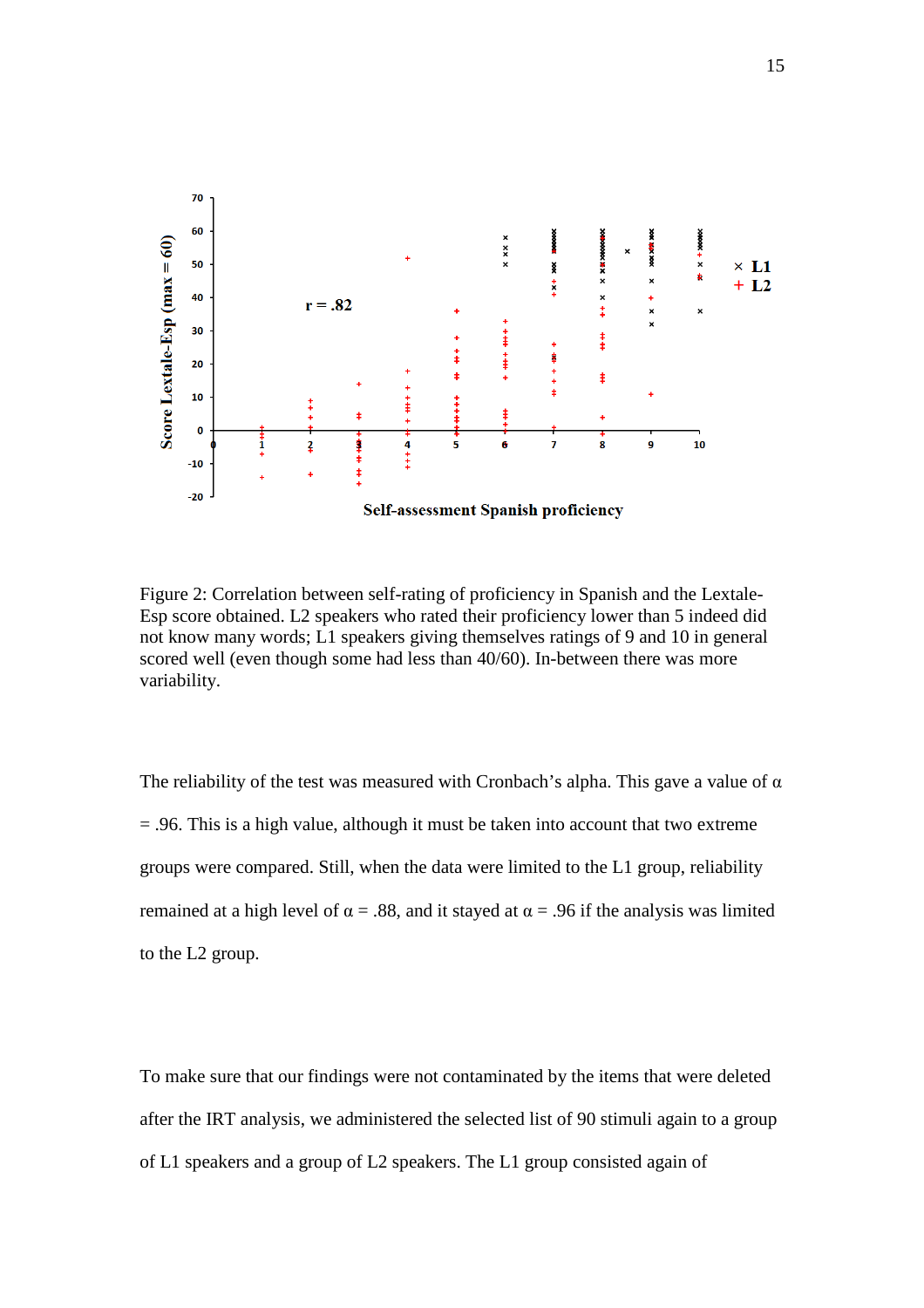Figure 2: Correlation between self-rating of proficiency in Spanish and the Lextale-Esp score obtained. L2 speakers who rated their proficiency lower than 5 indeed did not know many words; L1 speakers giving themselves ratings of 9 and 10 in general scored well (even though some had less than 40/60). In-between there was more variability.

The reliability of the test was measured with Cronbach's alpha. This gave a value of $\alpha = .96$. This is a high value, although it must be taken into account that two extreme groups were compared. Still, when the data were limited to the L1 group, reliability remained at a high level of $\alpha = .88$, and it stayed at $\alpha = .96$ if the analysis was limited to the L2 group.

To make sure that our findings were not contaminated by the items that were deleted after the IRT analysis, we administered the selected list of 90 stimuli again to a group of L1 speakers and a group of L2 speakers. The L1 group consisted again of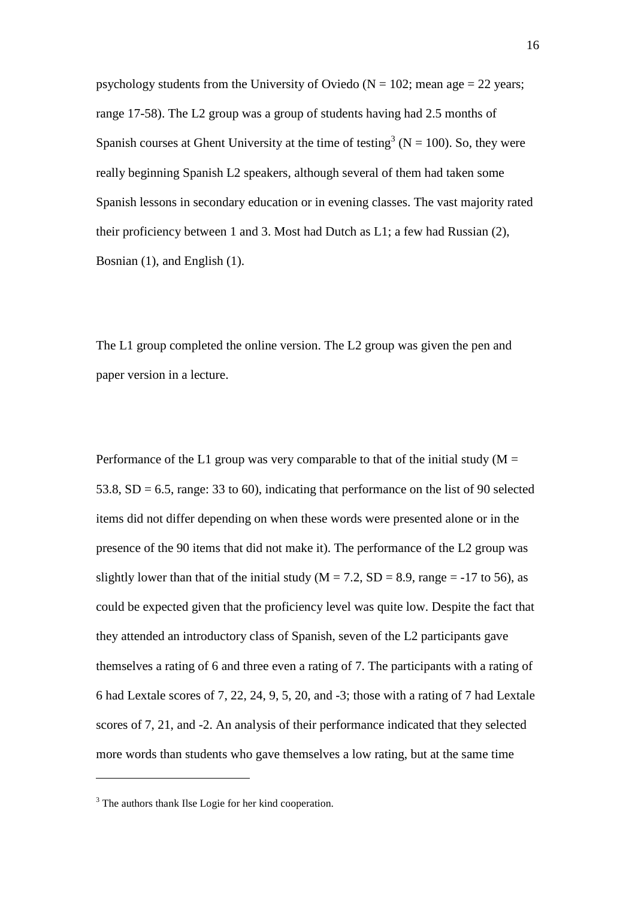psychology students from the University of Oviedo (N = 102; mean age = 22 years; range 17-58). The L2 group was a group of students having had 2.5 months of Spanish courses at Ghent University at the time of testing[3] (N = 100). So, they were really beginning Spanish L2 speakers, although several of them had taken some Spanish lessons in secondary education or in evening classes. The vast majority rated their proficiency between 1 and 3. Most had Dutch as L1; a few had Russian (2), Bosnian (1), and English (1).

The L1 group completed the online version. The L2 group was given the pen and paper version in a lecture.

Performance of the L1 group was very comparable to that of the initial study (M = 53.8, SD = 6.5, range: 33 to 60), indicating that performance on the list of 90 selected items did not differ depending on when these words were presented alone or in the presence of the 90 items that did not make it). The performance of the L2 group was slightly lower than that of the initial study (M = 7.2, SD = 8.9, range = -17 to 56), as could be expected given that the proficiency level was quite low. Despite the fact that they attended an introductory class of Spanish, seven of the L2 participants gave themselves a rating of 6 and three even a rating of 7. The participants with a rating of 6 had Lextale scores of 7, 22, 24, 9, 5, 20, and -3; those with a rating of 7 had Lextale scores of 7, 21, and -2. An analysis of their performance indicated that they selected more words than students who gave themselves a low rating, but at the same time

[3] The authors thank Ilse Logie for her kind cooperation.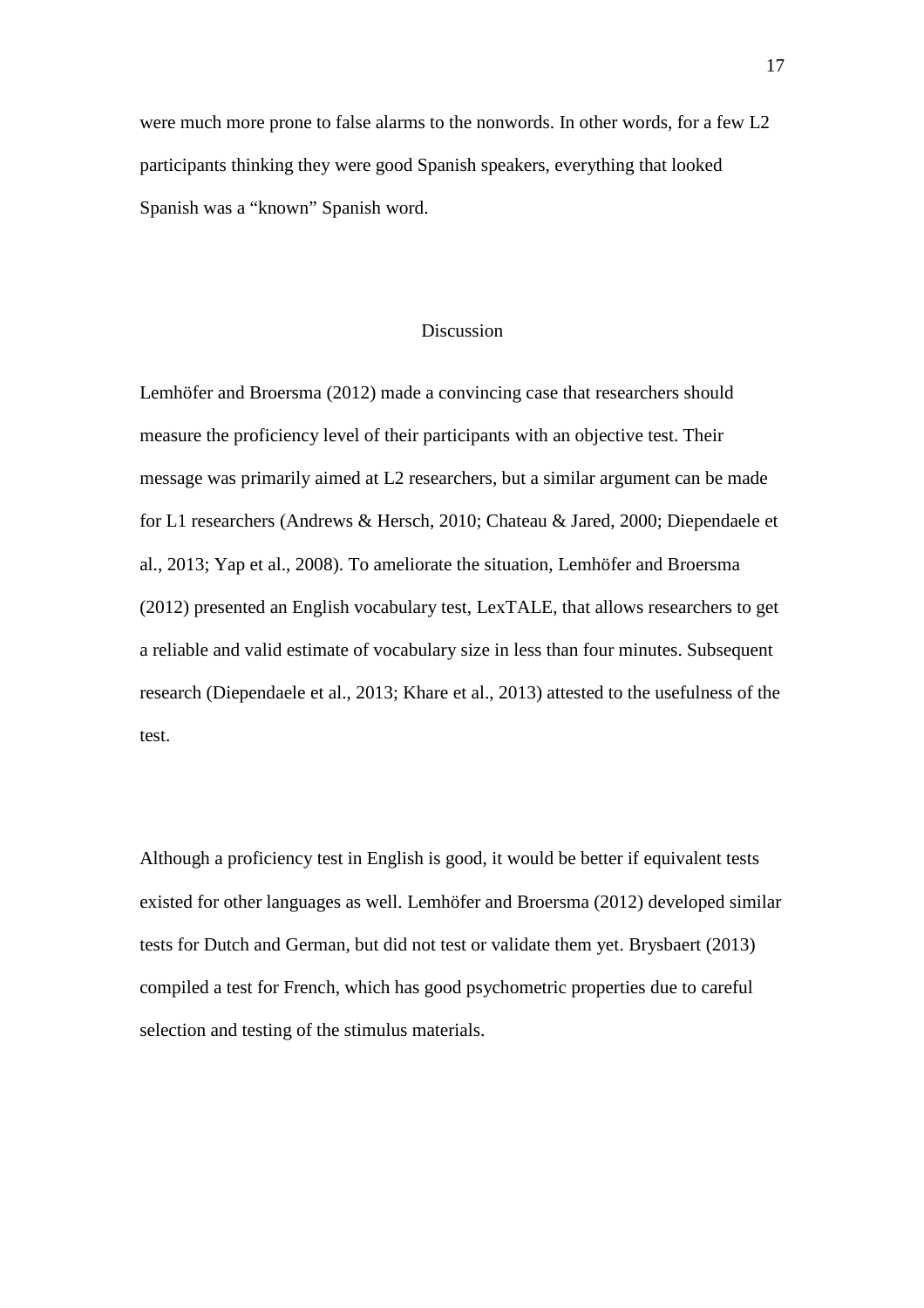were much more prone to false alarms to the nonwords. In other words, for a few L2 participants thinking they were good Spanish speakers, everything that looked Spanish was a “known” Spanish word.

## Discussion

Lemhöfer and Broersma (2012) made a convincing case that researchers should measure the proficiency level of their participants with an objective test. Their message was primarily aimed at L2 researchers, but a similar argument can be made for L1 researchers (Andrews & Hersch, 2010; Chateau & Jared, 2000; Diependaele et al., 2013; Yap et al., 2008). To ameliorate the situation, Lemhöfer and Broersma (2012) presented an English vocabulary test, LexTALE, that allows researchers to get a reliable and valid estimate of vocabulary size in less than four minutes. Subsequent research (Diependaele et al., 2013; Khare et al., 2013) attested to the usefulness of the test.

Although a proficiency test in English is good, it would be better if equivalent tests existed for other languages as well. Lemhöfer and Broersma (2012) developed similar tests for Dutch and German, but did not test or validate them yet. Brysbaert (2013) compiled a test for French, which has good psychometric properties due to careful selection and testing of the stimulus materials.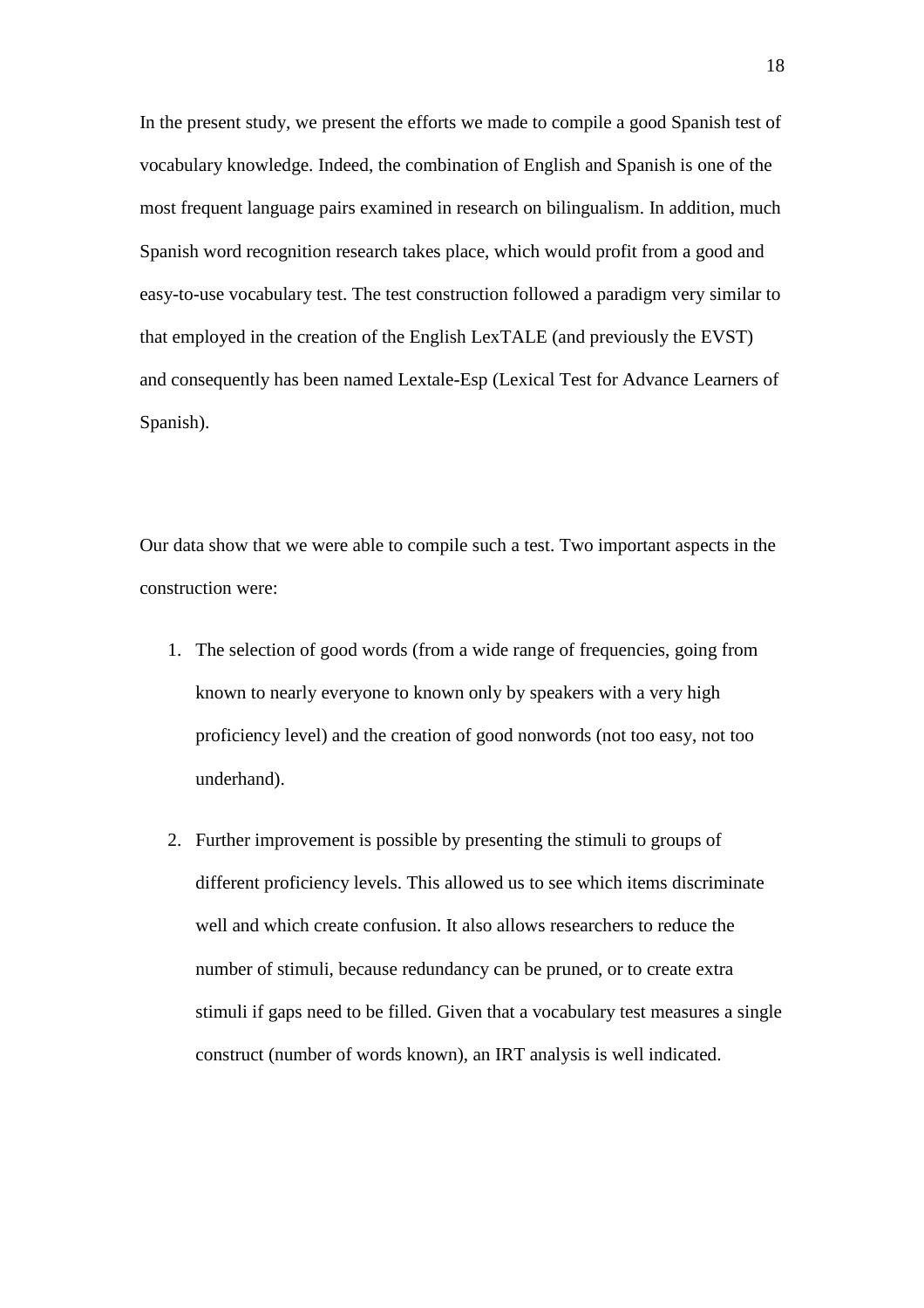In the present study, we present the efforts we made to compile a good Spanish test of vocabulary knowledge. Indeed, the combination of English and Spanish is one of the most frequent language pairs examined in research on bilingualism. In addition, much Spanish word recognition research takes place, which would profit from a good and easy-to-use vocabulary test. The test construction followed a paradigm very similar to that employed in the creation of the English LexTALE (and previously the EVST) and consequently has been named Lextale-Esp (Lexical Test for Advance Learners of Spanish).

Our data show that we were able to compile such a test. Two important aspects in the construction were:

1. The selection of good words (from a wide range of frequencies, going from known to nearly everyone to known only by speakers with a very high proficiency level) and the creation of good nonwords (not too easy, not too underhand).

2. Further improvement is possible by presenting the stimuli to groups of different proficiency levels. This allowed us to see which items discriminate well and which create confusion. It also allows researchers to reduce the number of stimuli, because redundancy can be pruned, or to create extra stimuli if gaps need to be filled. Given that a vocabulary test measures a single construct (number of words known), an IRT analysis is well indicated.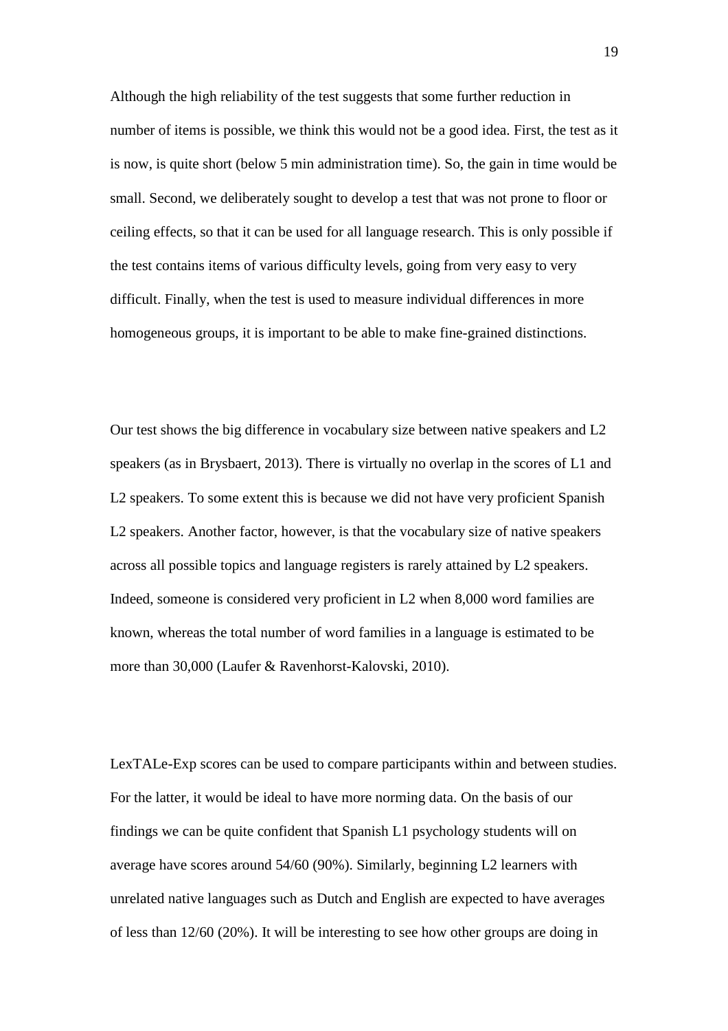Although the high reliability of the test suggests that some further reduction in number of items is possible, we think this would not be a good idea. First, the test as it is now, is quite short (below 5 min administration time). So, the gain in time would be small. Second, we deliberately sought to develop a test that was not prone to floor or ceiling effects, so that it can be used for all language research. This is only possible if the test contains items of various difficulty levels, going from very easy to very difficult. Finally, when the test is used to measure individual differences in more homogeneous groups, it is important to be able to make fine-grained distinctions.

Our test shows the big difference in vocabulary size between native speakers and L2 speakers (as in Brysbaert, 2013). There is virtually no overlap in the scores of L1 and L2 speakers. To some extent this is because we did not have very proficient Spanish L2 speakers. Another factor, however, is that the vocabulary size of native speakers across all possible topics and language registers is rarely attained by L2 speakers. Indeed, someone is considered very proficient in L2 when 8,000 word families are known, whereas the total number of word families in a language is estimated to be more than 30,000 (Laufer & Ravenhorst-Kalovski, 2010).

LexTALe-Exp scores can be used to compare participants within and between studies. For the latter, it would be ideal to have more norming data. On the basis of our findings we can be quite confident that Spanish L1 psychology students will on average have scores around 54/60 (90%). Similarly, beginning L2 learners with unrelated native languages such as Dutch and English are expected to have averages of less than 12/60 (20%). It will be interesting to see how other groups are doing in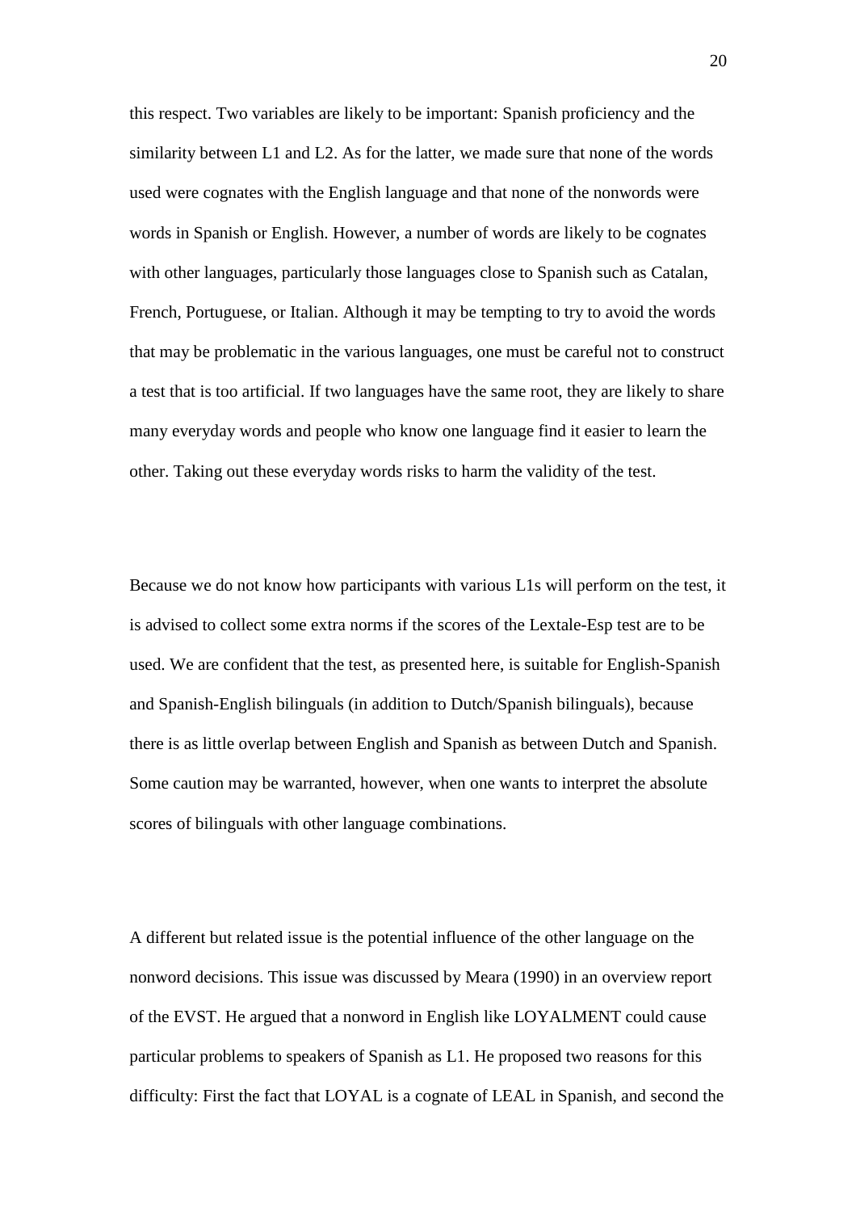this respect. Two variables are likely to be important: Spanish proficiency and the similarity between L1 and L2. As for the latter, we made sure that none of the words used were cognates with the English language and that none of the nonwords were words in Spanish or English. However, a number of words are likely to be cognates with other languages, particularly those languages close to Spanish such as Catalan, French, Portuguese, or Italian. Although it may be tempting to try to avoid the words that may be problematic in the various languages, one must be careful not to construct a test that is too artificial. If two languages have the same root, they are likely to share many everyday words and people who know one language find it easier to learn the other. Taking out these everyday words risks to harm the validity of the test.

Because we do not know how participants with various L1s will perform on the test, it is advised to collect some extra norms if the scores of the Lextale-Esp test are to be used. We are confident that the test, as presented here, is suitable for English-Spanish and Spanish-English bilinguals (in addition to Dutch/Spanish bilinguals), because there is as little overlap between English and Spanish as between Dutch and Spanish. Some caution may be warranted, however, when one wants to interpret the absolute scores of bilinguals with other language combinations.

A different but related issue is the potential influence of the other language on the nonword decisions. This issue was discussed by Meara (1990) in an overview report of the EVST. He argued that a nonword in English like LOYALMENT could cause particular problems to speakers of Spanish as L1. He proposed two reasons for this difficulty: First the fact that LOYAL is a cognate of LEAL in Spanish, and second the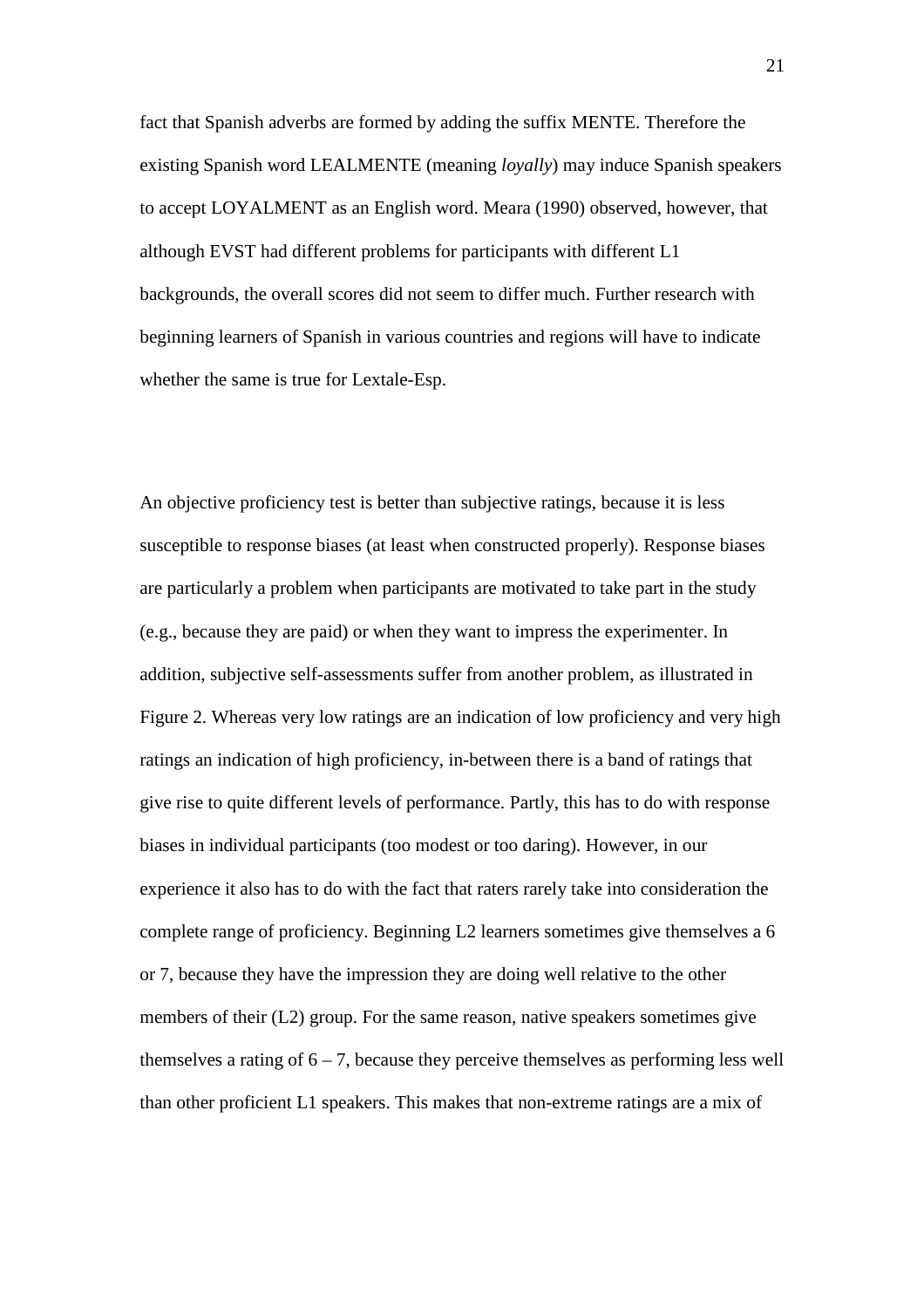fact that Spanish adverbs are formed by adding the suffix MENTE. Therefore the existing Spanish word LEALMENTE (meaning *loyally*) may induce Spanish speakers to accept LOYALMENT as an English word. Meara (1990) observed, however, that although EVST had different problems for participants with different L1 backgrounds, the overall scores did not seem to differ much. Further research with beginning learners of Spanish in various countries and regions will have to indicate whether the same is true for Lextale-Esp.

An objective proficiency test is better than subjective ratings, because it is less susceptible to response biases (at least when constructed properly). Response biases are particularly a problem when participants are motivated to take part in the study (e.g., because they are paid) or when they want to impress the experimenter. In addition, subjective self-assessments suffer from another problem, as illustrated in Figure 2. Whereas very low ratings are an indication of low proficiency and very high ratings an indication of high proficiency, in-between there is a band of ratings that give rise to quite different levels of performance. Partly, this has to do with response biases in individual participants (too modest or too daring). However, in our experience it also has to do with the fact that raters rarely take into consideration the complete range of proficiency. Beginning L2 learners sometimes give themselves a 6 or 7, because they have the impression they are doing well relative to the other members of their (L2) group. For the same reason, native speakers sometimes give themselves a rating of 6 – 7, because they perceive themselves as performing less well than other proficient L1 speakers. This makes that non-extreme ratings are a mix of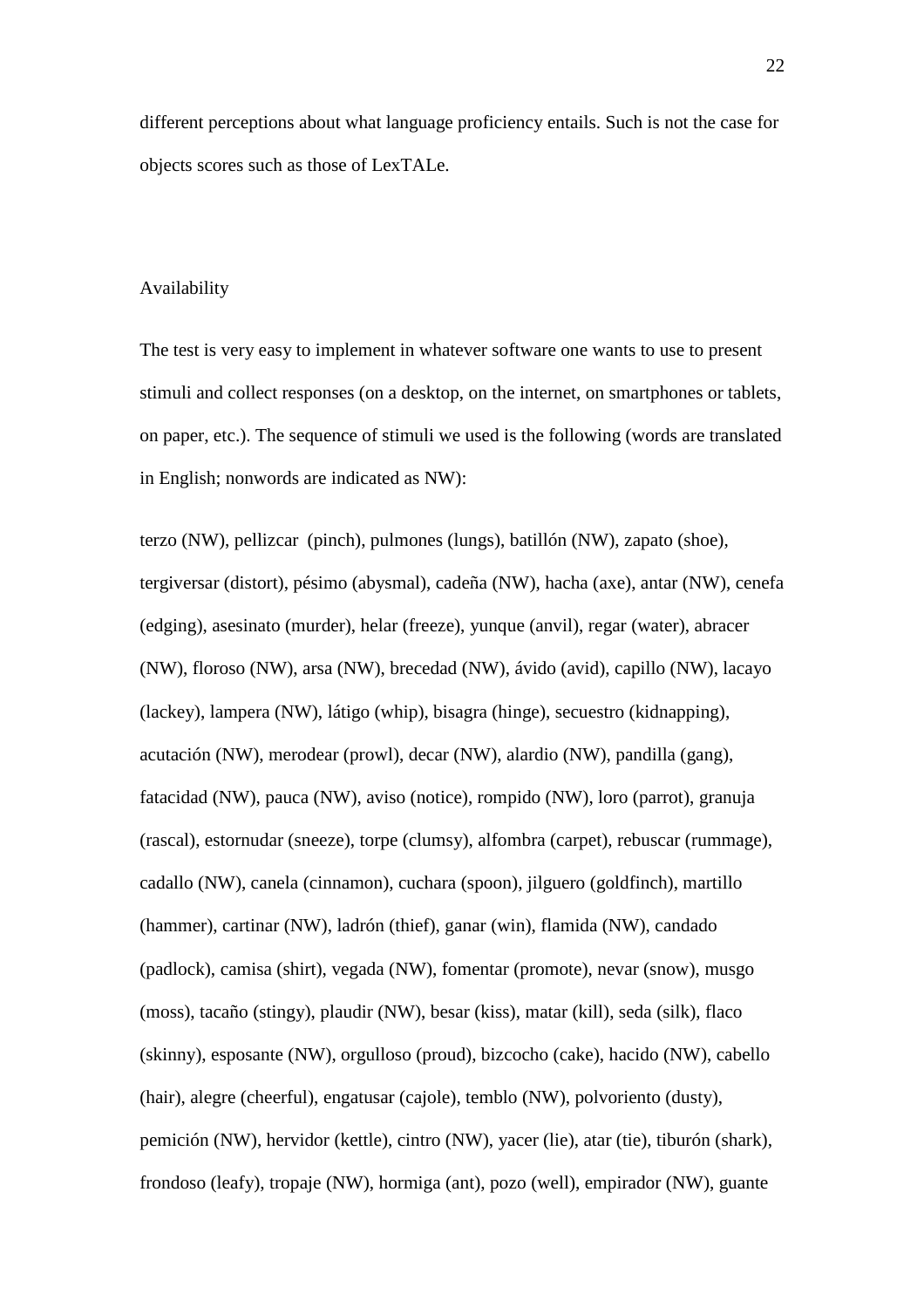different perceptions about what language proficiency entails. Such is not the case for objects scores such as those of LexTALe.

## Availability

The test is very easy to implement in whatever software one wants to use to present stimuli and collect responses (on a desktop, on the internet, on smartphones or tablets, on paper, etc.). The sequence of stimuli we used is the following (words are translated in English; nonwords are indicated as NW):

terzo (NW), pellizcar (pinch), pulmones (lungs), batillón (NW), zapato (shoe), tergiversar (distort), pésimo (abysmal), cadeña (NW), hacha (axe), antar (NW), cenefa (edging), asesinato (murder), helar (freeze), yunque (anvil), regar (water), abracer (NW), floroso (NW), arsa (NW), brecedad (NW), ávido (avid), capillo (NW), lacayo (lackey), lampera (NW), látigo (whip), bisagra (hinge), secuestro (kidnapping), acutación (NW), merodear (prowl), decar (NW), alardio (NW), pandilla (gang), fatacidad (NW), pauca (NW), aviso (notice), rompido (NW), loro (parrot), granuja (rascal), estornudar (sneeze), torpe (clumsy), alfombra (carpet), rebuscar (rummage), cadallo (NW), canela (cinnamon), cuchara (spoon), jilguero (goldfinch), martillo (hammer), cartinar (NW), ladrón (thief), ganar (win), flamida (NW), candado (padlock), camisa (shirt), vegada (NW), fomentar (promote), nevar (snow), musgo (moss), tacaño (stingy), plaudir (NW), besar (kiss), matar (kill), seda (silk), flaco (skinny), esposante (NW), orgulloso (proud), bizcocho (cake), hacido (NW), cabello (hair), alegre (cheerful), engatusar (cajole), temblo (NW), polvoriento (dusty), pemición (NW), hervidor (kettle), cintro (NW), yacer (lie), atar (tie), tiburón (shark), frondoso (leafy), tropaje (NW), hormiga (ant), pozo (well), empirador (NW), guante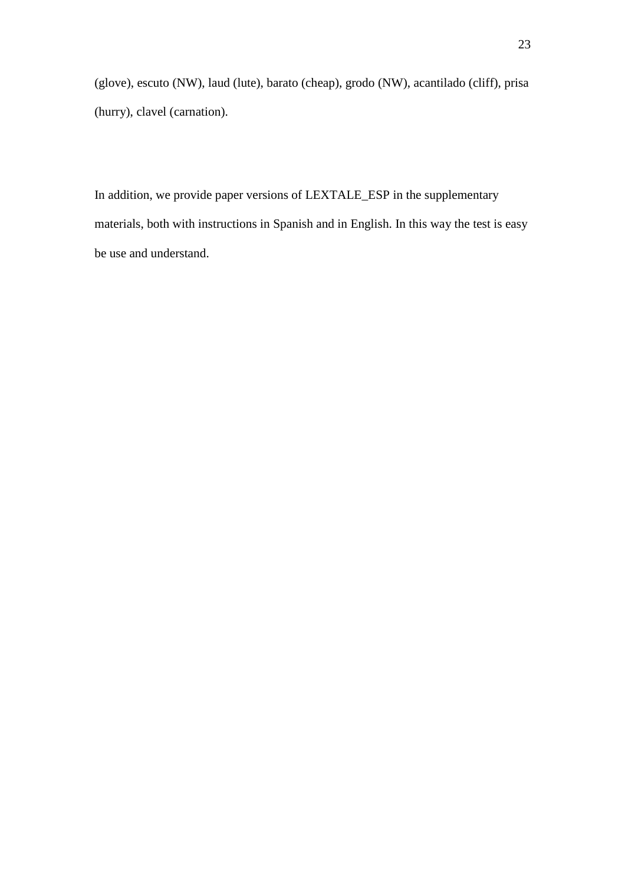(glove), escuto (NW), laud (lute), barato (cheap), grodo (NW), acantilado (cliff), prisa (hurry), clavel (carnation).

In addition, we provide paper versions of LEXTALE_ESP in the supplementary materials, both with instructions in Spanish and in English. In this way the test is easy be use and understand.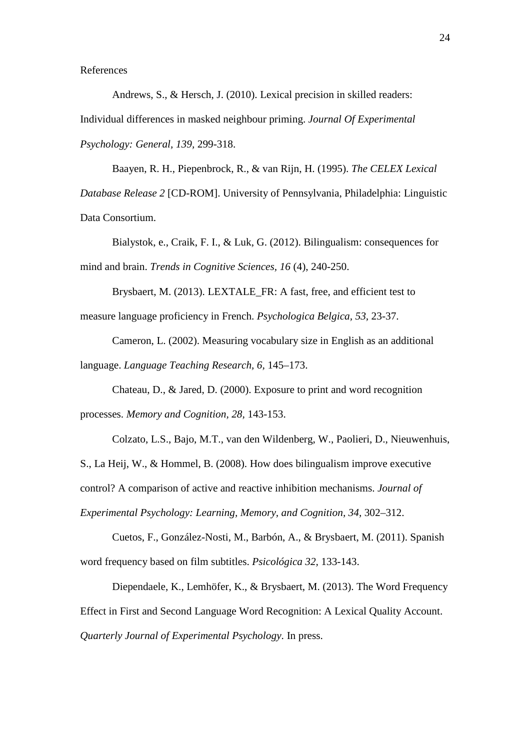References

Andrews, S., & Hersch, J. (2010). Lexical precision in skilled readers: Individual differences in masked neighbour priming. *Journal Of Experimental Psychology: General*, *139*, 299-318.

Baayen, R. H., Piepenbrock, R., & van Rijn, H. (1995). *The CELEX Lexical Database Release 2* [CD-ROM]. University of Pennsylvania, Philadelphia: Linguistic Data Consortium.

Bialystok, e., Craik, F. I., & Luk, G. (2012). Bilingualism: consequences for mind and brain. *Trends in Cognitive Sciences*, *16* (4), 240-250.

Brysbaert, M. (2013). LEXTALE_FR: A fast, free, and efficient test to measure language proficiency in French. *Psychologica Belgica*, *53*, 23-37.

Cameron, L. (2002). Measuring vocabulary size in English as an additional language. *Language Teaching Research*, *6*, 145–173.

Chateau, D., & Jared, D. (2000). Exposure to print and word recognition processes. *Memory and Cognition*, *28*, 143-153.

Colzato, L.S., Bajo, M.T., van den Wildenberg, W., Paolieri, D., Nieuwenhuis, S., La Heij, W., & Hommel, B. (2008). How does bilingualism improve executive control? A comparison of active and reactive inhibition mechanisms. *Journal of Experimental Psychology: Learning, Memory, and Cognition*, *34*, 302–312.

Cuetos, F., González-Nosti, M., Barbón, A., & Brysbaert, M. (2011). Spanish word frequency based on film subtitles. *Psicológica 32*, 133-143.

Diependaele, K., Lemhöfer, K., & Brysbaert, M. (2013). The Word Frequency Effect in First and Second Language Word Recognition: A Lexical Quality Account. *Quarterly Journal of Experimental Psychology*. In press.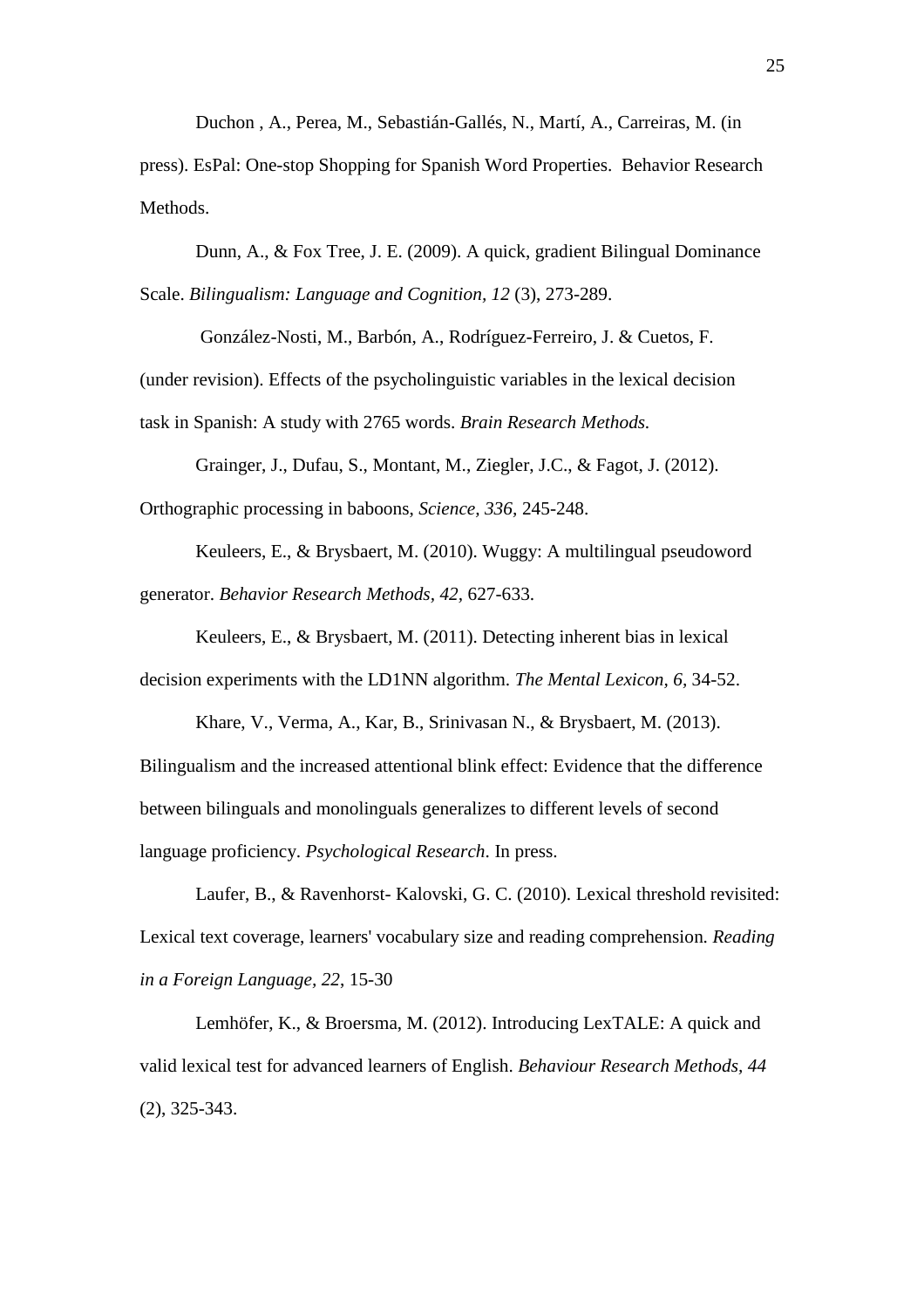Duchon , A., Perea, M., Sebastián-Gallés, N., Martí, A., Carreiras, M. (in press). EsPal: One-stop Shopping for Spanish Word Properties. Behavior Research Methods.

Dunn, A., & Fox Tree, J. E. (2009). A quick, gradient Bilingual Dominance Scale. *Bilingualism: Language and Cognition*, *12* (3), 273-289.

González-Nosti, M., Barbón, A., Rodríguez-Ferreiro, J. & Cuetos, F. (under revision). Effects of the psycholinguistic variables in the lexical decision task in Spanish: A study with 2765 words. *Brain Research Methods.*

Grainger, J., Dufau, S., Montant, M., Ziegler, J.C., & Fagot, J. (2012). Orthographic processing in baboons, *Science, 336*, 245-248.

Keuleers, E., & Brysbaert, M. (2010). Wuggy: A multilingual pseudoword generator. *Behavior Research Methods, 42,* 627-633.

Keuleers, E., & Brysbaert, M. (2011). Detecting inherent bias in lexical decision experiments with the LD1NN algorithm. *The Mental Lexicon, 6*, 34-52.

Khare, V., Verma, A., Kar, B., Srinivasan N., & Brysbaert, M. (2013). Bilingualism and the increased attentional blink effect: Evidence that the difference between bilinguals and monolinguals generalizes to different levels of second language proficiency. *Psychological Research*. In press.

Laufer, B., & Ravenhorst- Kalovski, G. C. (2010). Lexical threshold revisited: Lexical text coverage, learners' vocabulary size and reading comprehension*. Reading in a Foreign Language, 22*, 15-30

Lemhöfer, K., & Broersma, M. (2012). Introducing LexTALE: A quick and valid lexical test for advanced learners of English. *Behaviour Research Methods, 44* (2), 325-343.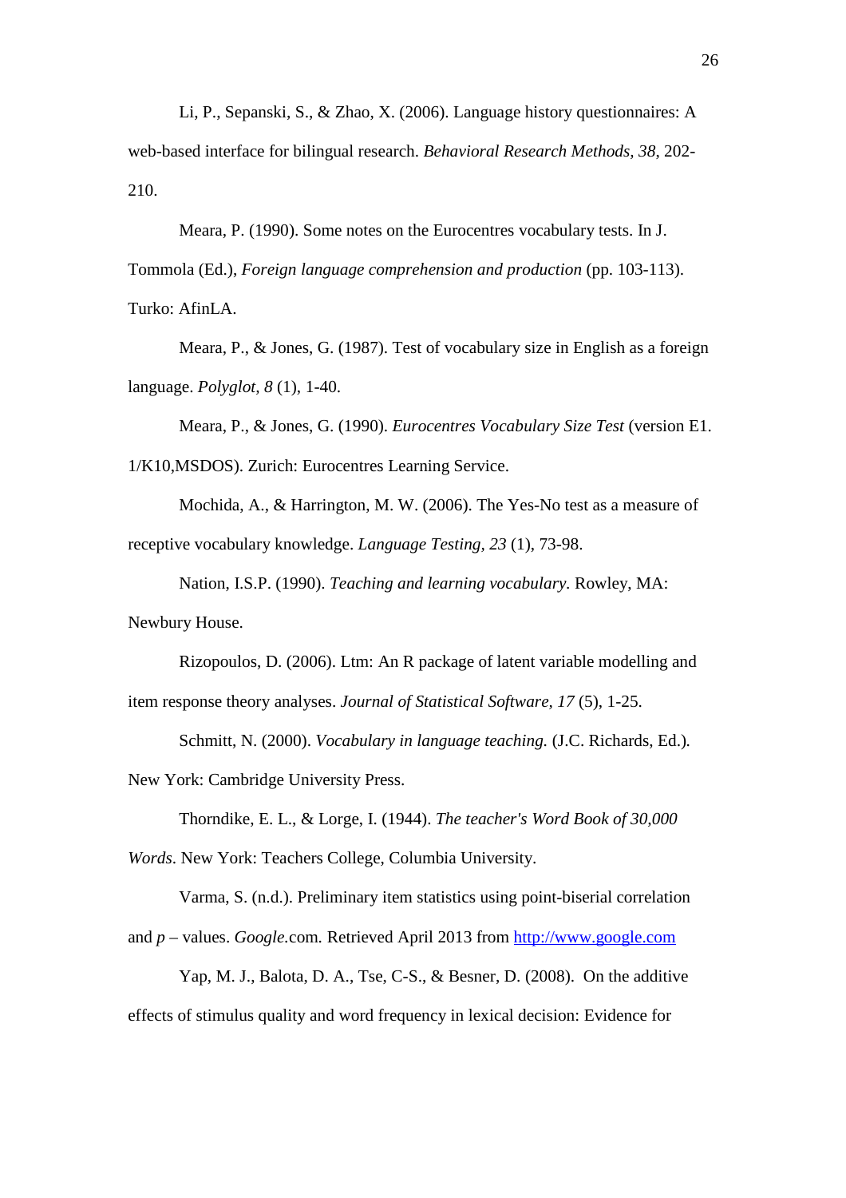Li, P., Sepanski, S., & Zhao, X. (2006). Language history questionnaires: A web-based interface for bilingual research. *Behavioral Research Methods, 38*, 202-210.

Meara, P. (1990). Some notes on the Eurocentres vocabulary tests. In J. Tommola (Ed.), *Foreign language comprehension and production* (pp. 103-113). Turko: AfinLA.

Meara, P., & Jones, G. (1987). Test of vocabulary size in English as a foreign language. *Polyglot, 8* (1), 1-40.

Meara, P., & Jones, G. (1990). *Eurocentres Vocabulary Size Test* (version E1. 1/K10,MSDOS). Zurich: Eurocentres Learning Service.

Mochida, A., & Harrington, M. W. (2006). The Yes-No test as a measure of receptive vocabulary knowledge. *Language Testing, 23* (1), 73-98.

Nation, I.S.P. (1990). *Teaching and learning vocabulary.* Rowley, MA: Newbury House.

Rizopoulos, D. (2006). Ltm: An R package of latent variable modelling and item response theory analyses. *Journal of Statistical Software, 17* (5), 1-25.

Schmitt, N. (2000). *Vocabulary in language teaching.* (J.C. Richards, Ed.). New York: Cambridge University Press.

Thorndike, E. L., & Lorge, I. (1944). *The teacher's Word Book of 30,000 Words*. New York: Teachers College, Columbia University.

Varma, S. (n.d.). Preliminary item statistics using point-biserial correlation and *p* – values. *Google*.com. Retrieved April 2013 from http://www.google.com

Yap, M. J., Balota, D. A., Tse, C-S., & Besner, D. (2008). On the additive effects of stimulus quality and word frequency in lexical decision: Evidence for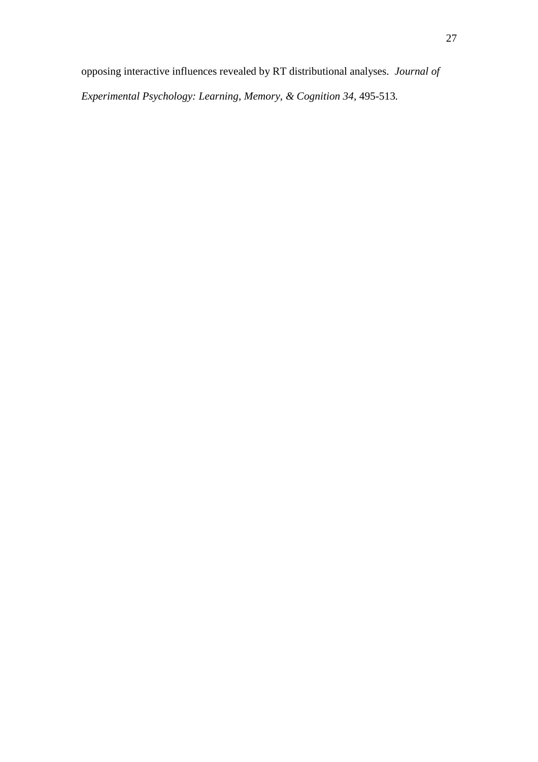opposing interactive influences revealed by RT distributional analyses. *Journal of Experimental Psychology: Learning, Memory, & Cognition 34*, 495-513.